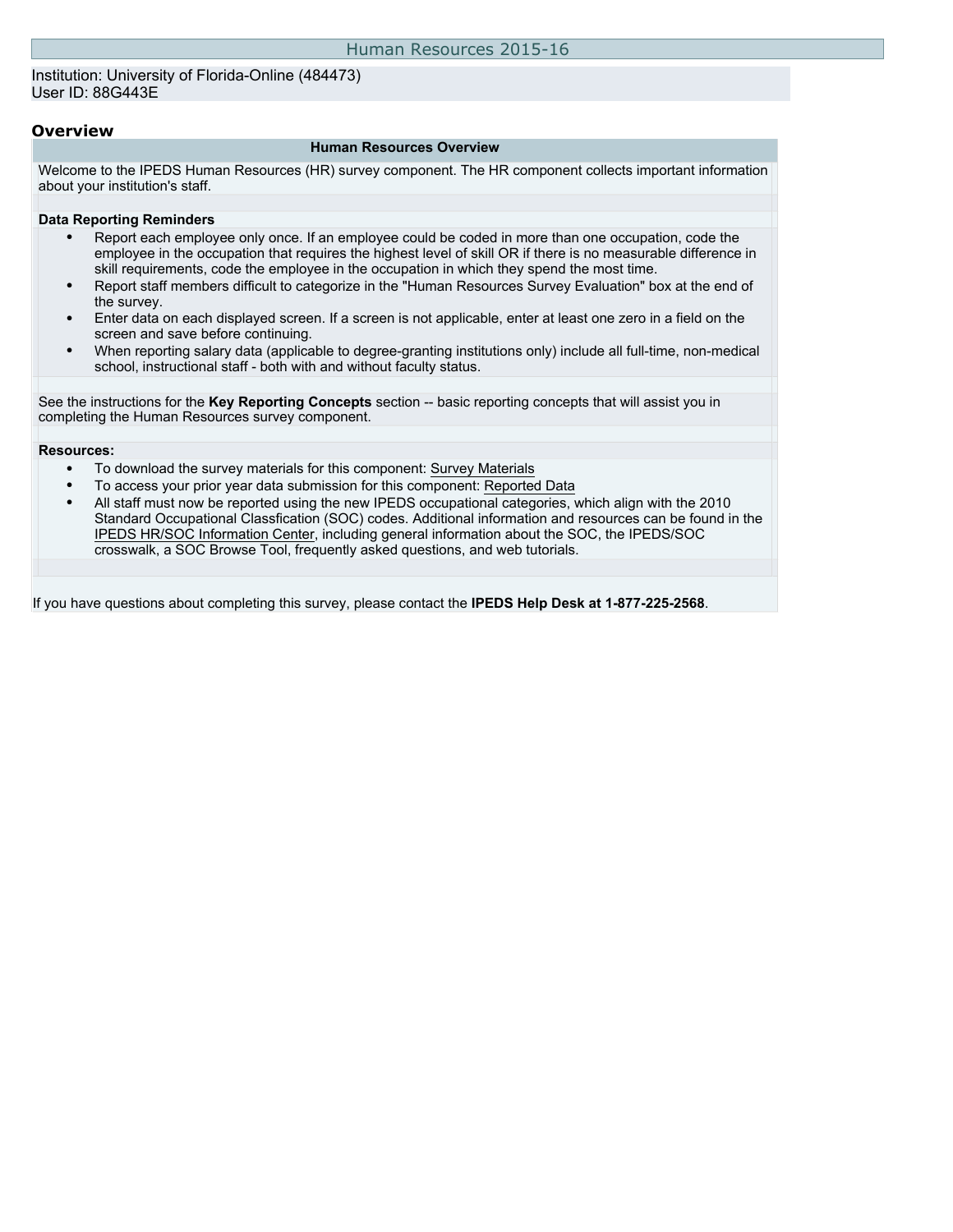# Human Resources 2015-16

Institution: University of Florida-Online (484473)
User ID: 88G443E

## Overview

| Human Resources Overview |
|---|
| Welcome to the IPEDS Human Resources (HR) survey component. The HR component collects important information about your institution's staff. |

**Data Reporting Reminders**

- Report each employee only once. If an employee could be coded in more than one occupation, code the employee in the occupation that requires the highest level of skill OR if there is no measurable difference in skill requirements, code the employee in the occupation in which they spend the most time.
- Report staff members difficult to categorize in the "Human Resources Survey Evaluation" box at the end of the survey.
- Enter data on each displayed screen. If a screen is not applicable, enter at least one zero in a field on the screen and save before continuing.
- When reporting salary data (applicable to degree-granting institutions only) include all full-time, non-medical school, instructional staff - both with and without faculty status.

See the instructions for the **Key Reporting Concepts** section -- basic reporting concepts that will assist you in completing the Human Resources survey component.

**Resources:**

- To download the survey materials for this component: Survey Materials
- To access your prior year data submission for this component: Reported Data
- All staff must now be reported using the new IPEDS occupational categories, which align with the 2010 Standard Occupational Classfication (SOC) codes. Additional information and resources can be found in the IPEDS HR/SOC Information Center, including general information about the SOC, the IPEDS/SOC crosswalk, a SOC Browse Tool, frequently asked questions, and web tutorials.

If you have questions about completing this survey, please contact the **IPEDS Help Desk at 1-877-225-2568**.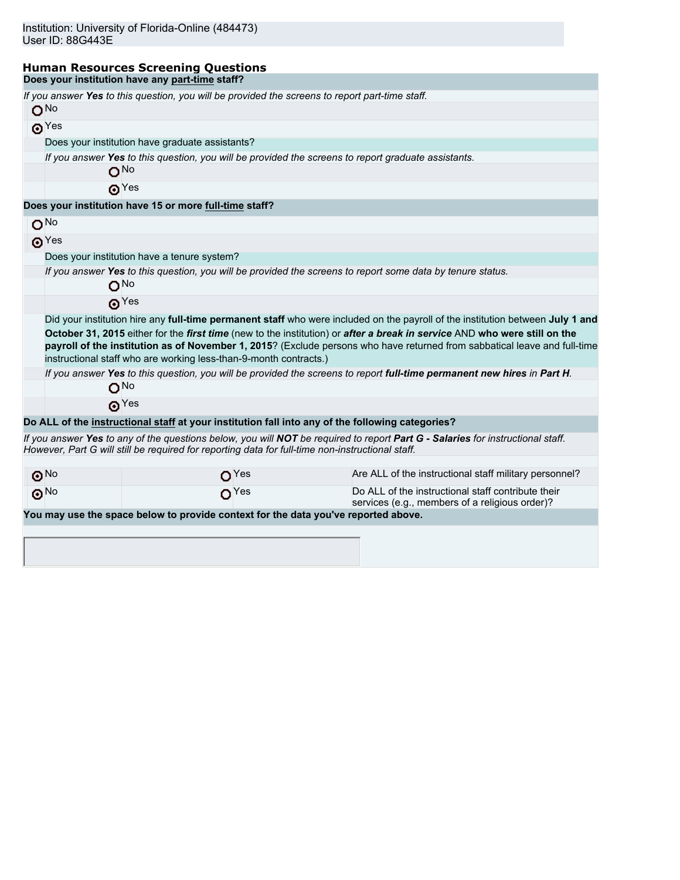Institution: University of Florida-Online (484473)
User ID: 88G443E

## Human Resources Screening Questions

**Does your institution have any part-time staff?**

*If you answer **Yes** to this question, you will be provided the screens to report part-time staff.*

- ○ No
- ◉ Yes

  Does your institution have graduate assistants?

  *If you answer **Yes** to this question, you will be provided the screens to report graduate assistants.*

  - ○ No
  - ◉ Yes

**Does your institution have 15 or more full-time staff?**

- ○ No
- ◉ Yes

  Does your institution have a tenure system?

  *If you answer **Yes** to this question, you will be provided the screens to report some data by tenure status.*

  - ○ No
  - ◉ Yes

  Did your institution hire any **full-time permanent staff** who were included on the payroll of the institution between **July 1 and October 31, 2015** either for the ***first time*** (new to the institution) or ***after a break in service*** AND **who were still on the payroll of the institution as of November 1, 2015**? (Exclude persons who have returned from sabbatical leave and full-time instructional staff who are working less-than-9-month contracts.)

  *If you answer **Yes** to this question, you will be provided the screens to report **full-time permanent new hires** in **Part H**.*

  - ○ No
  - ◉ Yes

**Do ALL of the instructional staff at your institution fall into any of the following categories?**

*If you answer **Yes** to any of the questions below, you will **NOT** be required to report **Part G - Salaries** for instructional staff. However, Part G will still be required for reporting data for full-time non-instructional staff.*

| No | Yes | Question |
|---|---|---|
| ◉ No | ○ Yes | Are ALL of the instructional staff military personnel? |
| ◉ No | ○ Yes | Do ALL of the instructional staff contribute their services (e.g., members of a religious order)? |

**You may use the space below to provide context for the data you've reported above.**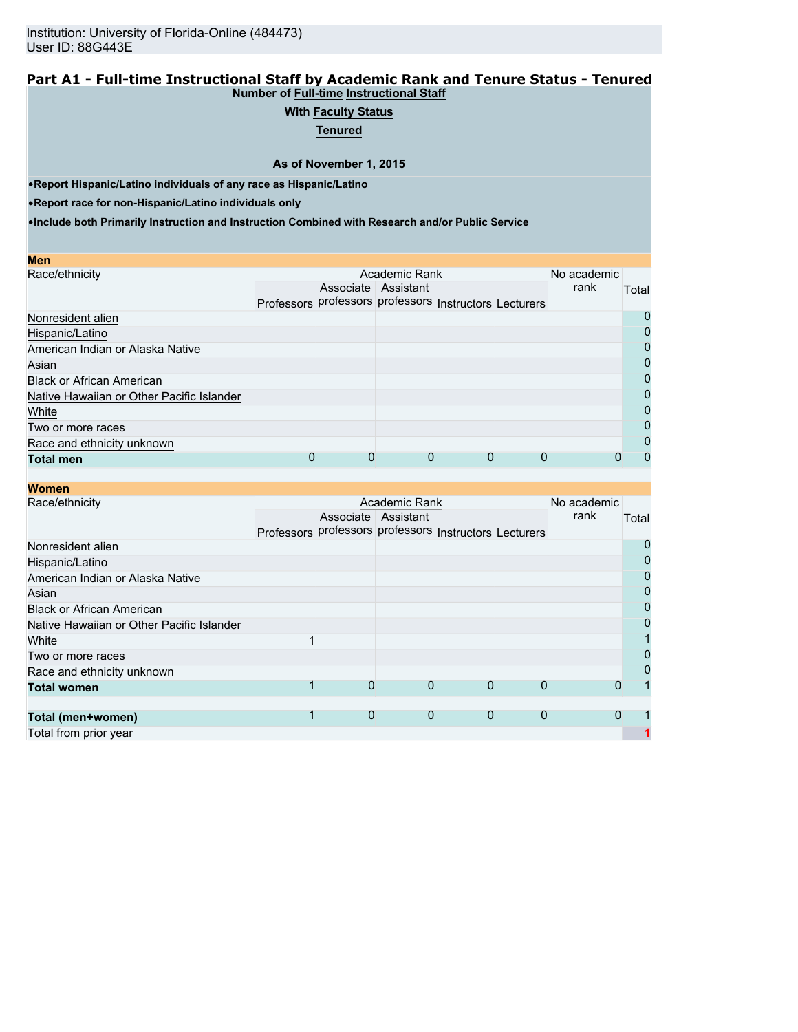Institution: University of Florida-Online (484473)
User ID: 88G443E

## Part A1 - Full-time Instructional Staff by Academic Rank and Tenure Status - Tenured

**Number of Full-time Instructional Staff**

**With Faculty Status**

**Tenured**

**As of November 1, 2015**

- **Report Hispanic/Latino individuals of any race as Hispanic/Latino**
- **Report race for non-Hispanic/Latino individuals only**
- **Include both Primarily Instruction and Instruction Combined with Research and/or Public Service**

**Men**

| Race/ethnicity | Academic Rank | | | | | No academic rank | Total |
|---|---|---|---|---|---|---|---|
| | Professors | Associate professors | Assistant professors | Instructors | Lecturers | | |
| Nonresident alien | | | | | | | 0 |
| Hispanic/Latino | | | | | | | 0 |
| American Indian or Alaska Native | | | | | | | 0 |
| Asian | | | | | | | 0 |
| Black or African American | | | | | | | 0 |
| Native Hawaiian or Other Pacific Islander | | | | | | | 0 |
| White | | | | | | | 0 |
| Two or more races | | | | | | | 0 |
| Race and ethnicity unknown | | | | | | | 0 |
| **Total men** | 0 | 0 | 0 | 0 | 0 | 0 | 0 |

**Women**

| Race/ethnicity | Academic Rank | | | | | No academic rank | Total |
|---|---|---|---|---|---|---|---|
| | Professors | Associate professors | Assistant professors | Instructors | Lecturers | | |
| Nonresident alien | | | | | | | 0 |
| Hispanic/Latino | | | | | | | 0 |
| American Indian or Alaska Native | | | | | | | 0 |
| Asian | | | | | | | 0 |
| Black or African American | | | | | | | 0 |
| Native Hawaiian or Other Pacific Islander | | | | | | | 0 |
| White | 1 | | | | | | 1 |
| Two or more races | | | | | | | 0 |
| Race and ethnicity unknown | | | | | | | 0 |
| **Total women** | 1 | 0 | 0 | 0 | 0 | 0 | 1 |
| | | | | | | | |
| **Total (men+women)** | 1 | 0 | 0 | 0 | 0 | 0 | 1 |
| Total from prior year | | | | | | | 1 |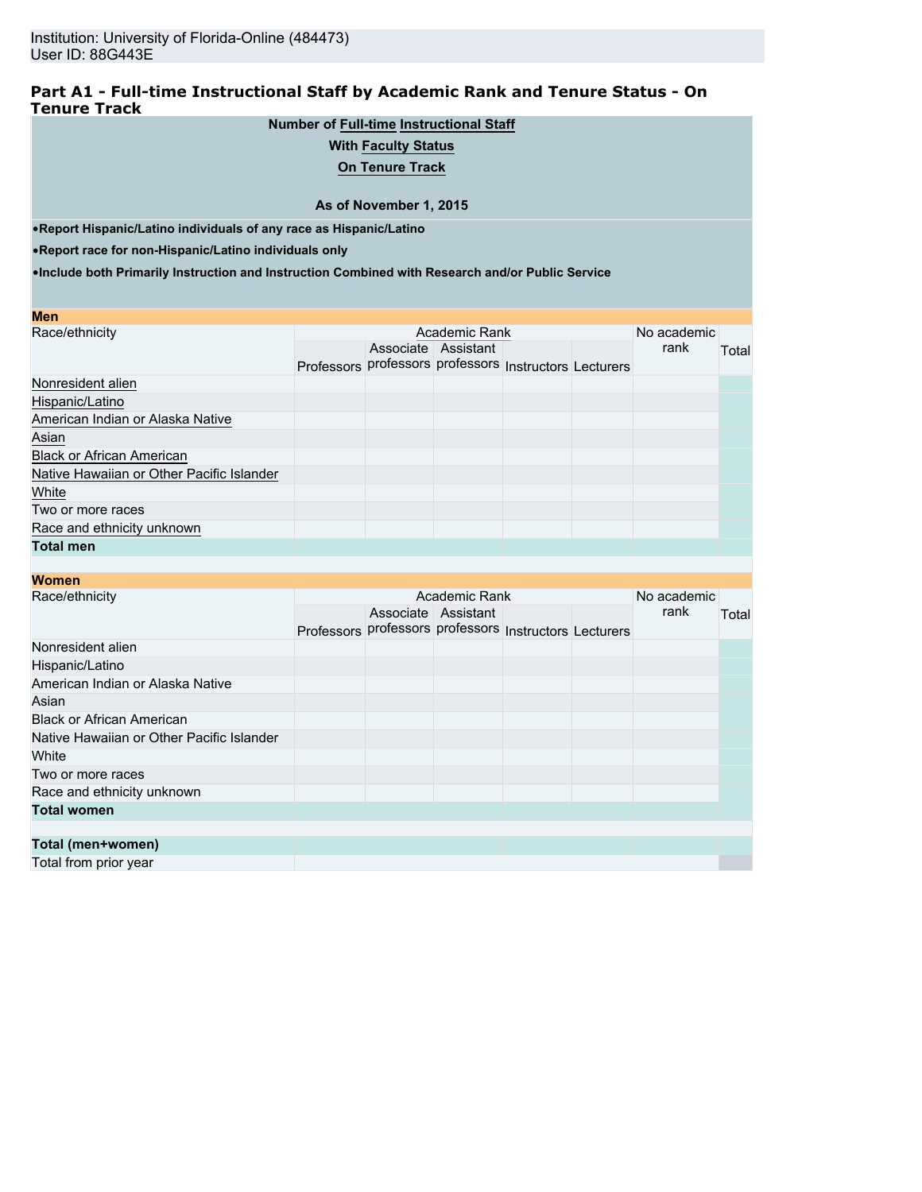Institution: University of Florida-Online (484473)
User ID: 88G443E

## Part A1 - Full-time Instructional Staff by Academic Rank and Tenure Status - On Tenure Track

**Number of Full-time Instructional Staff**

**With Faculty Status**

**On Tenure Track**

**As of November 1, 2015**

- **Report Hispanic/Latino individuals of any race as Hispanic/Latino**
- **Report race for non-Hispanic/Latino individuals only**
- **Include both Primarily Instruction and Instruction Combined with Research and/or Public Service**

**Men**

| Race/ethnicity | Academic Rank | | | | | No academic rank | Total |
|---|---|---|---|---|---|---|---|
| | Professors | Associate professors | Assistant professors | Instructors | Lecturers | | |
| Nonresident alien | | | | | | | |
| Hispanic/Latino | | | | | | | |
| American Indian or Alaska Native | | | | | | | |
| Asian | | | | | | | |
| Black or African American | | | | | | | |
| Native Hawaiian or Other Pacific Islander | | | | | | | |
| White | | | | | | | |
| Two or more races | | | | | | | |
| Race and ethnicity unknown | | | | | | | |
| **Total men** | | | | | | | |

**Women**

| Race/ethnicity | Academic Rank | | | | | No academic rank | Total |
|---|---|---|---|---|---|---|---|
| | Professors | Associate professors | Assistant professors | Instructors | Lecturers | | |
| Nonresident alien | | | | | | | |
| Hispanic/Latino | | | | | | | |
| American Indian or Alaska Native | | | | | | | |
| Asian | | | | | | | |
| Black or African American | | | | | | | |
| Native Hawaiian or Other Pacific Islander | | | | | | | |
| White | | | | | | | |
| Two or more races | | | | | | | |
| Race and ethnicity unknown | | | | | | | |
| **Total women** | | | | | | | |
| | | | | | | | |
| **Total (men+women)** | | | | | | | |
| Total from prior year | | | | | | | |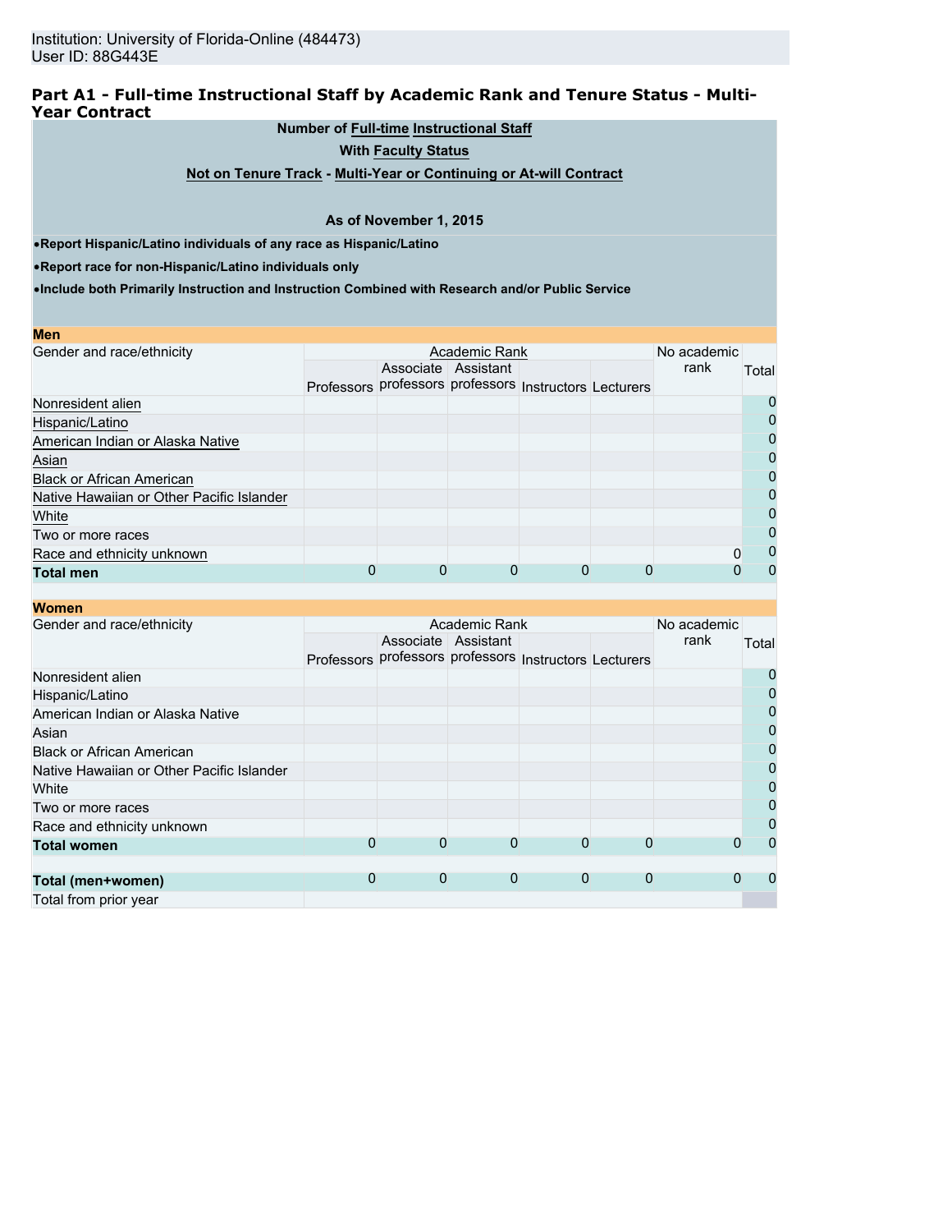Institution: University of Florida-Online (484473)
User ID: 88G443E

## Part A1 - Full-time Instructional Staff by Academic Rank and Tenure Status - Multi-Year Contract

**Number of Full-time Instructional Staff**

**With Faculty Status**

**Not on Tenure Track - Multi-Year or Continuing or At-will Contract**

**As of November 1, 2015**

- **Report Hispanic/Latino individuals of any race as Hispanic/Latino**
- **Report race for non-Hispanic/Latino individuals only**
- **Include both Primarily Instruction and Instruction Combined with Research and/or Public Service**

**Men**

| Gender and race/ethnicity | Academic Rank | | | | | No academic rank | Total |
|---|---|---|---|---|---|---|---|
| | Professors | Associate professors | Assistant professors | Instructors | Lecturers | | |
| Nonresident alien | | | | | | | 0 |
| Hispanic/Latino | | | | | | | 0 |
| American Indian or Alaska Native | | | | | | | 0 |
| Asian | | | | | | | 0 |
| Black or African American | | | | | | | 0 |
| Native Hawaiian or Other Pacific Islander | | | | | | | 0 |
| White | | | | | | | 0 |
| Two or more races | | | | | | | 0 |
| Race and ethnicity unknown | | | | | | 0 | 0 |
| **Total men** | 0 | 0 | 0 | 0 | 0 | 0 | 0 |

**Women**

| Gender and race/ethnicity | Academic Rank | | | | | No academic rank | Total |
|---|---|---|---|---|---|---|---|
| | Professors | Associate professors | Assistant professors | Instructors | Lecturers | | |
| Nonresident alien | | | | | | | 0 |
| Hispanic/Latino | | | | | | | 0 |
| American Indian or Alaska Native | | | | | | | 0 |
| Asian | | | | | | | 0 |
| Black or African American | | | | | | | 0 |
| Native Hawaiian or Other Pacific Islander | | | | | | | 0 |
| White | | | | | | | 0 |
| Two or more races | | | | | | | 0 |
| Race and ethnicity unknown | | | | | | | 0 |
| **Total women** | 0 | 0 | 0 | 0 | 0 | 0 | 0 |
| | | | | | | | |
| **Total (men+women)** | 0 | 0 | 0 | 0 | 0 | 0 | 0 |
| Total from prior year | | | | | | | |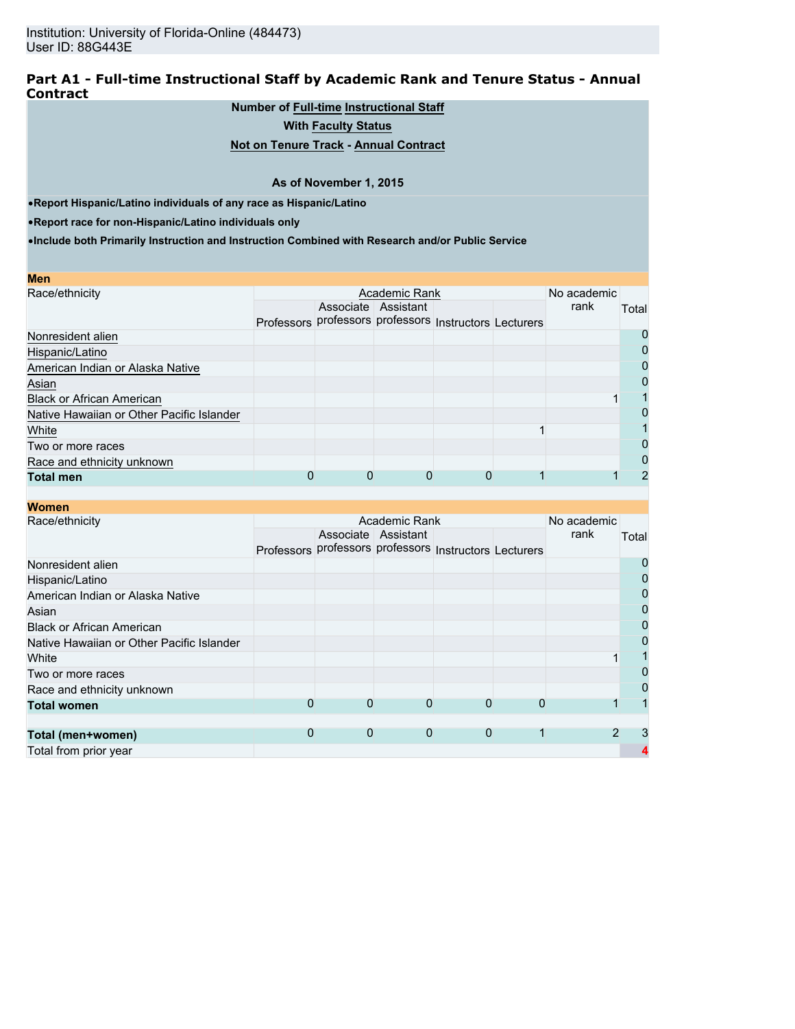Institution: University of Florida-Online (484473)
User ID: 88G443E

## Part A1 - Full-time Instructional Staff by Academic Rank and Tenure Status - Annual Contract

**Number of Full-time Instructional Staff**

**With Faculty Status**

**Not on Tenure Track - Annual Contract**

**As of November 1, 2015**

- **Report Hispanic/Latino individuals of any race as Hispanic/Latino**
- **Report race for non-Hispanic/Latino individuals only**
- **Include both Primarily Instruction and Instruction Combined with Research and/or Public Service**

**Men**

| Race/ethnicity | Academic Rank | | | | | No academic rank | Total |
|---|---|---|---|---|---|---|---|
| | Professors | Associate professors | Assistant professors | Instructors | Lecturers | | |
| Nonresident alien | | | | | | | 0 |
| Hispanic/Latino | | | | | | | 0 |
| American Indian or Alaska Native | | | | | | | 0 |
| Asian | | | | | | | 0 |
| Black or African American | | | | | | 1 | 1 |
| Native Hawaiian or Other Pacific Islander | | | | | | | 0 |
| White | | | | | 1 | | 1 |
| Two or more races | | | | | | | 0 |
| Race and ethnicity unknown | | | | | | | 0 |
| **Total men** | 0 | 0 | 0 | 0 | 1 | 1 | 2 |

**Women**

| Race/ethnicity | Academic Rank | | | | | No academic rank | Total |
|---|---|---|---|---|---|---|---|
| | Professors | Associate professors | Assistant professors | Instructors | Lecturers | | |
| Nonresident alien | | | | | | | 0 |
| Hispanic/Latino | | | | | | | 0 |
| American Indian or Alaska Native | | | | | | | 0 |
| Asian | | | | | | | 0 |
| Black or African American | | | | | | | 0 |
| Native Hawaiian or Other Pacific Islander | | | | | | | 0 |
| White | | | | | | 1 | 1 |
| Two or more races | | | | | | | 0 |
| Race and ethnicity unknown | | | | | | | 0 |
| **Total women** | 0 | 0 | 0 | 0 | 0 | 1 | 1 |
| | | | | | | | |
| **Total (men+women)** | 0 | 0 | 0 | 0 | 1 | 2 | 3 |
| Total from prior year | | | | | | | 4 |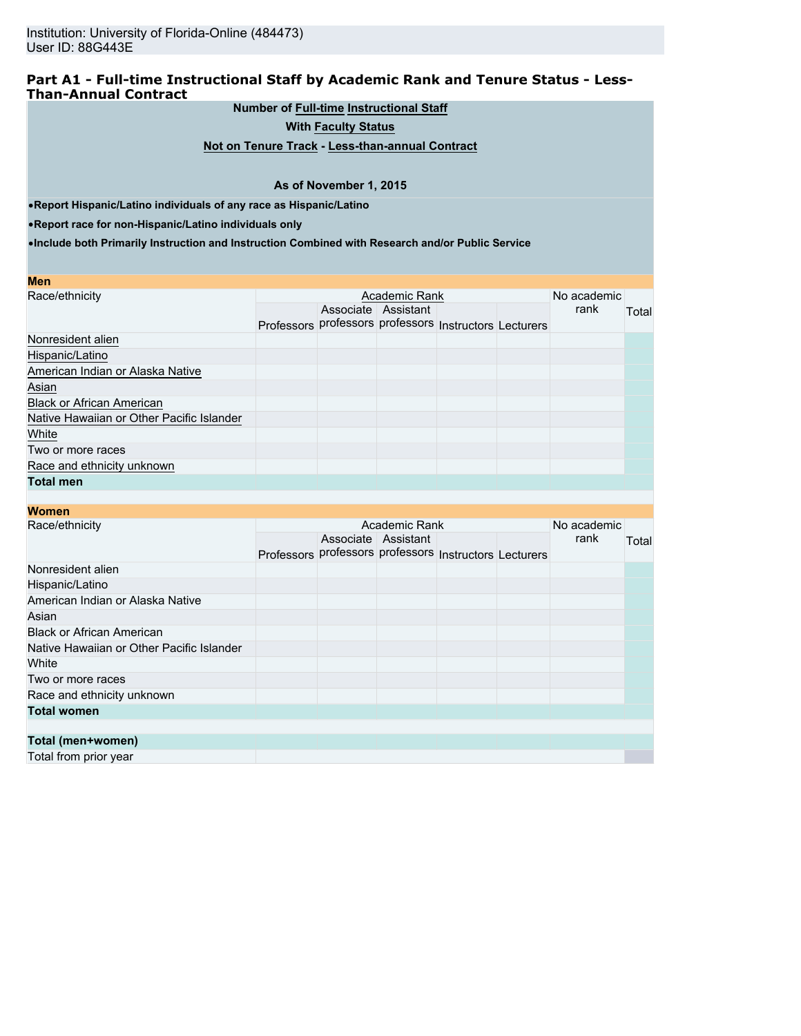Institution: University of Florida-Online (484473)
User ID: 88G443E

## Part A1 - Full-time Instructional Staff by Academic Rank and Tenure Status - Less-Than-Annual Contract

**Number of Full-time Instructional Staff**

**With Faculty Status**

**Not on Tenure Track - Less-than-annual Contract**

**As of November 1, 2015**

- **Report Hispanic/Latino individuals of any race as Hispanic/Latino**
- **Report race for non-Hispanic/Latino individuals only**
- **Include both Primarily Instruction and Instruction Combined with Research and/or Public Service**

**Men**

| Race/ethnicity | Academic Rank | | | | | No academic rank | Total |
|---|---|---|---|---|---|---|---|
| | Professors | Associate professors | Assistant professors | Instructors | Lecturers | | |
| Nonresident alien | | | | | | | |
| Hispanic/Latino | | | | | | | |
| American Indian or Alaska Native | | | | | | | |
| Asian | | | | | | | |
| Black or African American | | | | | | | |
| Native Hawaiian or Other Pacific Islander | | | | | | | |
| White | | | | | | | |
| Two or more races | | | | | | | |
| Race and ethnicity unknown | | | | | | | |
| **Total men** | | | | | | | |

**Women**

| Race/ethnicity | Academic Rank | | | | | No academic rank | Total |
|---|---|---|---|---|---|---|---|
| | Professors | Associate professors | Assistant professors | Instructors | Lecturers | | |
| Nonresident alien | | | | | | | |
| Hispanic/Latino | | | | | | | |
| American Indian or Alaska Native | | | | | | | |
| Asian | | | | | | | |
| Black or African American | | | | | | | |
| Native Hawaiian or Other Pacific Islander | | | | | | | |
| White | | | | | | | |
| Two or more races | | | | | | | |
| Race and ethnicity unknown | | | | | | | |
| **Total women** | | | | | | | |
| | | | | | | | |
| **Total (men+women)** | | | | | | | |
| Total from prior year | | | | | | | |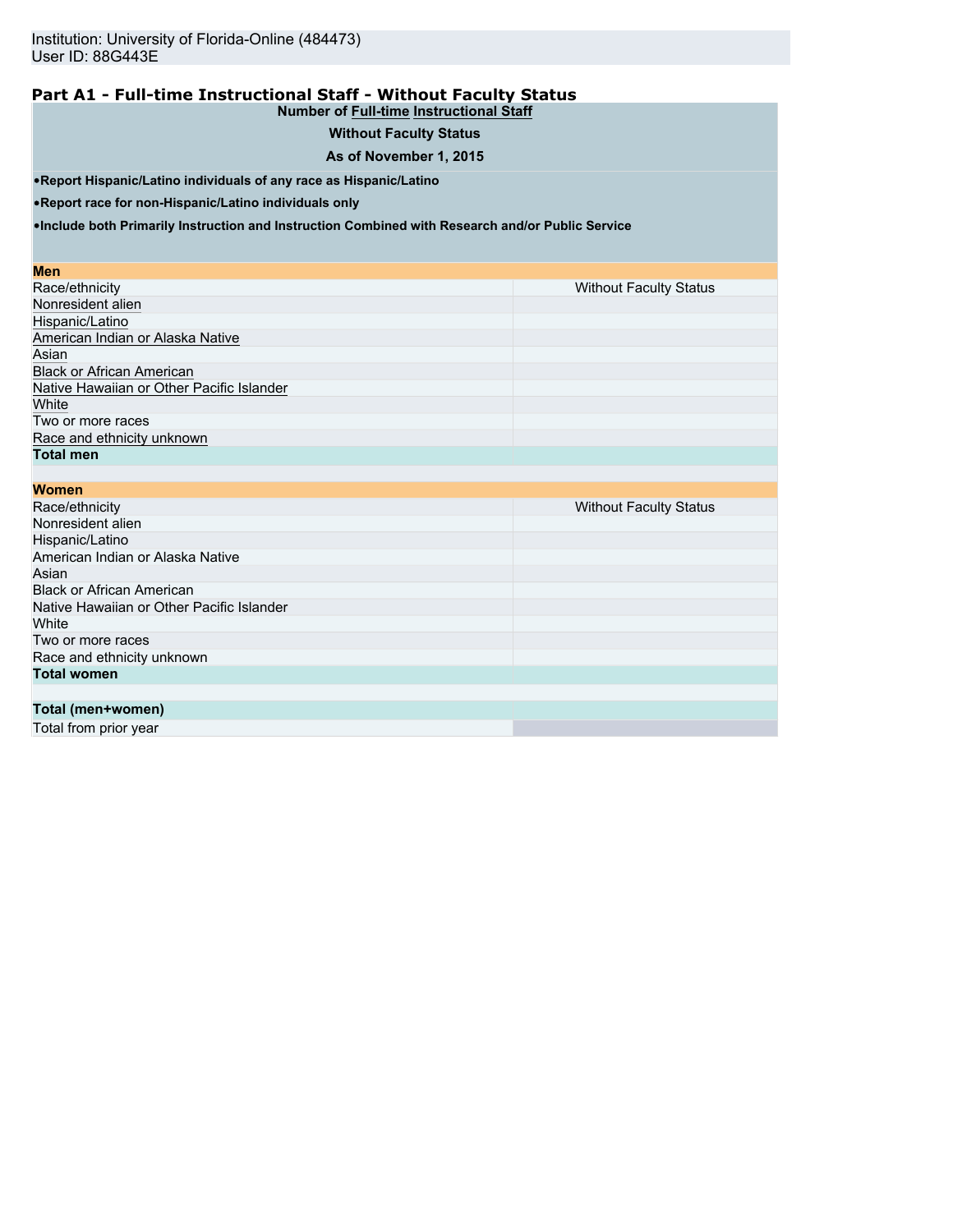Institution: University of Florida-Online (484473)
User ID: 88G443E

## Part A1 - Full-time Instructional Staff - Without Faculty Status

**Number of Full-time Instructional Staff**

**Without Faculty Status**

**As of November 1, 2015**

- **Report Hispanic/Latino individuals of any race as Hispanic/Latino**
- **Report race for non-Hispanic/Latino individuals only**
- **Include both Primarily Instruction and Instruction Combined with Research and/or Public Service**

| **Men** | |
|---|---|
| Race/ethnicity | Without Faculty Status |
| Nonresident alien | |
| Hispanic/Latino | |
| American Indian or Alaska Native | |
| Asian | |
| Black or African American | |
| Native Hawaiian or Other Pacific Islander | |
| White | |
| Two or more races | |
| Race and ethnicity unknown | |
| **Total men** | |

| **Women** | |
|---|---|
| Race/ethnicity | Without Faculty Status |
| Nonresident alien | |
| Hispanic/Latino | |
| American Indian or Alaska Native | |
| Asian | |
| Black or African American | |
| Native Hawaiian or Other Pacific Islander | |
| White | |
| Two or more races | |
| Race and ethnicity unknown | |
| **Total women** | |

| | |
|---|---|
| **Total (men+women)** | |
| Total from prior year | |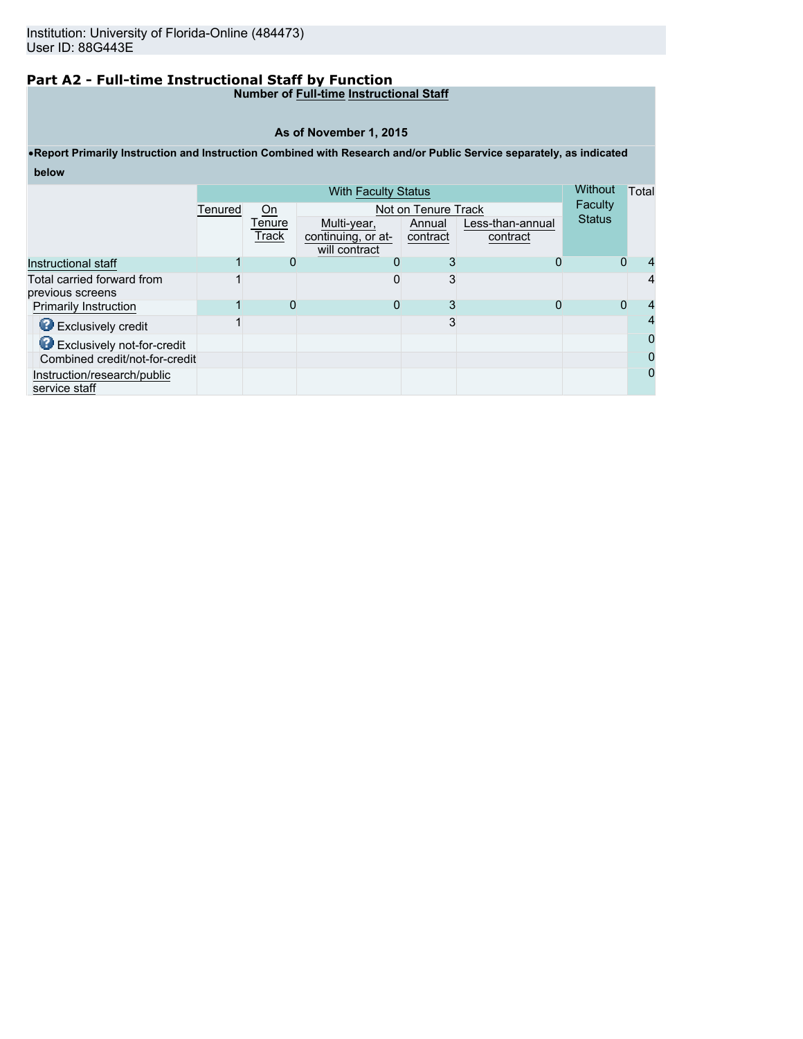Institution: University of Florida-Online (484473)
User ID: 88G443E

## Part A2 - Full-time Instructional Staff by Function

**Number of Full-time Instructional Staff**

**As of November 1, 2015**

- **Report Primarily Instruction and Instruction Combined with Research and/or Public Service separately, as indicated below**

| | With Faculty Status | | | | | Without Faculty Status | Total |
|---|---|---|---|---|---|---|---|
| | Tenured | On Tenure Track | Not on Tenure Track | | | | |
| | | | Multi-year, continuing, or at-will contract | Annual contract | Less-than-annual contract | | |
| Instructional staff | 1 | 0 | 0 | 3 | 0 | 0 | 4 |
| Total carried forward from previous screens | 1 | | 0 | 3 | | | 4 |
| Primarily Instruction | 1 | 0 | 0 | 3 | 0 | 0 | 4 |
| Exclusively credit | 1 | | | 3 | | | 4 |
| Exclusively not-for-credit | | | | | | | 0 |
| Combined credit/not-for-credit | | | | | | | 0 |
| Instruction/research/public service staff | | | | | | | 0 |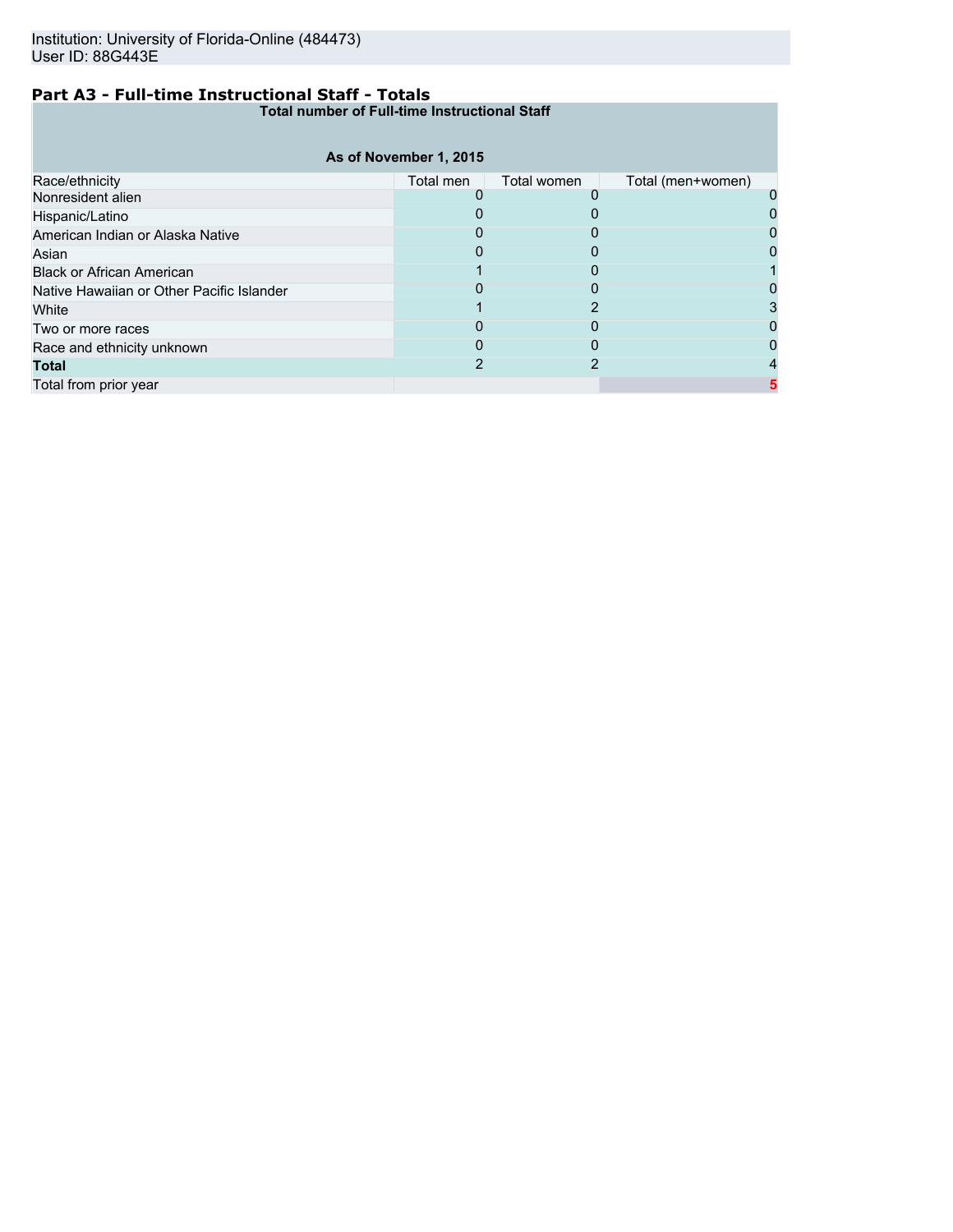Institution: University of Florida-Online (484473)
User ID: 88G443E

## Part A3 - Full-time Instructional Staff - Totals

| Total number of Full-time Instructional Staff | | | |
|---|---|---|---|
| **As of November 1, 2015** | | | |
| Race/ethnicity | Total men | Total women | Total (men+women) |
| Nonresident alien | 0 | 0 | 0 |
| Hispanic/Latino | 0 | 0 | 0 |
| American Indian or Alaska Native | 0 | 0 | 0 |
| Asian | 0 | 0 | 0 |
| Black or African American | 1 | 0 | 1 |
| Native Hawaiian or Other Pacific Islander | 0 | 0 | 0 |
| White | 1 | 2 | 3 |
| Two or more races | 0 | 0 | 0 |
| Race and ethnicity unknown | 0 | 0 | 0 |
| **Total** | 2 | 2 | 4 |
| Total from prior year | | | 5 |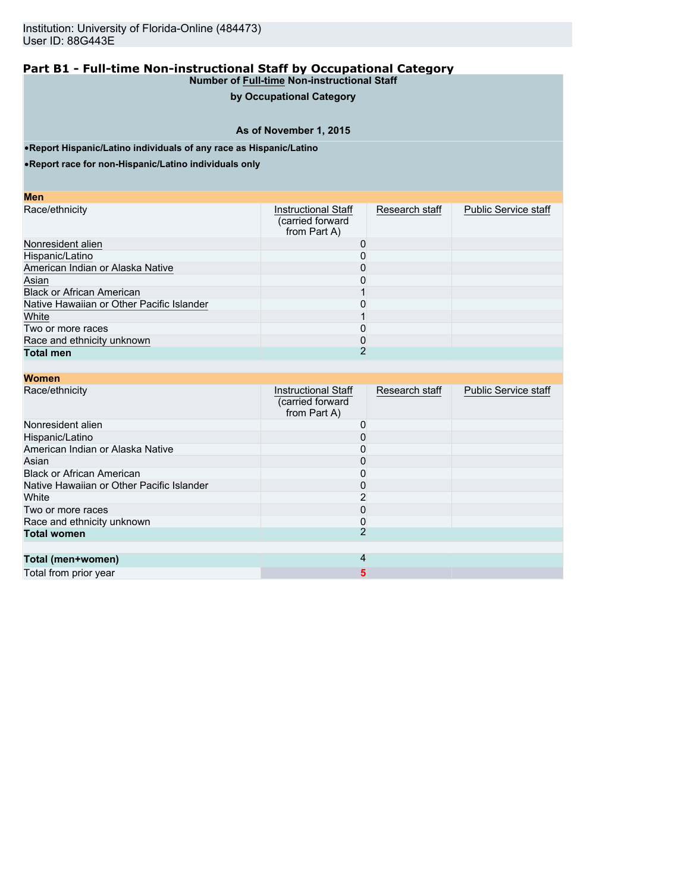Institution: University of Florida-Online (484473)
User ID: 88G443E

## Part B1 - Full-time Non-instructional Staff by Occupational Category

**Number of Full-time Non-instructional Staff**

**by Occupational Category**

**As of November 1, 2015**

- **Report Hispanic/Latino individuals of any race as Hispanic/Latino**
- **Report race for non-Hispanic/Latino individuals only**

**Men**

| Race/ethnicity | Instructional Staff (carried forward from Part A) | Research staff | Public Service staff |
|---|---|---|---|
| Nonresident alien | 0 | | |
| Hispanic/Latino | 0 | | |
| American Indian or Alaska Native | 0 | | |
| Asian | 0 | | |
| Black or African American | 1 | | |
| Native Hawaiian or Other Pacific Islander | 0 | | |
| White | 1 | | |
| Two or more races | 0 | | |
| Race and ethnicity unknown | 0 | | |
| **Total men** | 2 | | |

**Women**

| Race/ethnicity | Instructional Staff (carried forward from Part A) | Research staff | Public Service staff |
|---|---|---|---|
| Nonresident alien | 0 | | |
| Hispanic/Latino | 0 | | |
| American Indian or Alaska Native | 0 | | |
| Asian | 0 | | |
| Black or African American | 0 | | |
| Native Hawaiian or Other Pacific Islander | 0 | | |
| White | 2 | | |
| Two or more races | 0 | | |
| Race and ethnicity unknown | 0 | | |
| **Total women** | 2 | | |
| | | | |
| **Total (men+women)** | 4 | | |
| Total from prior year | 5 | | |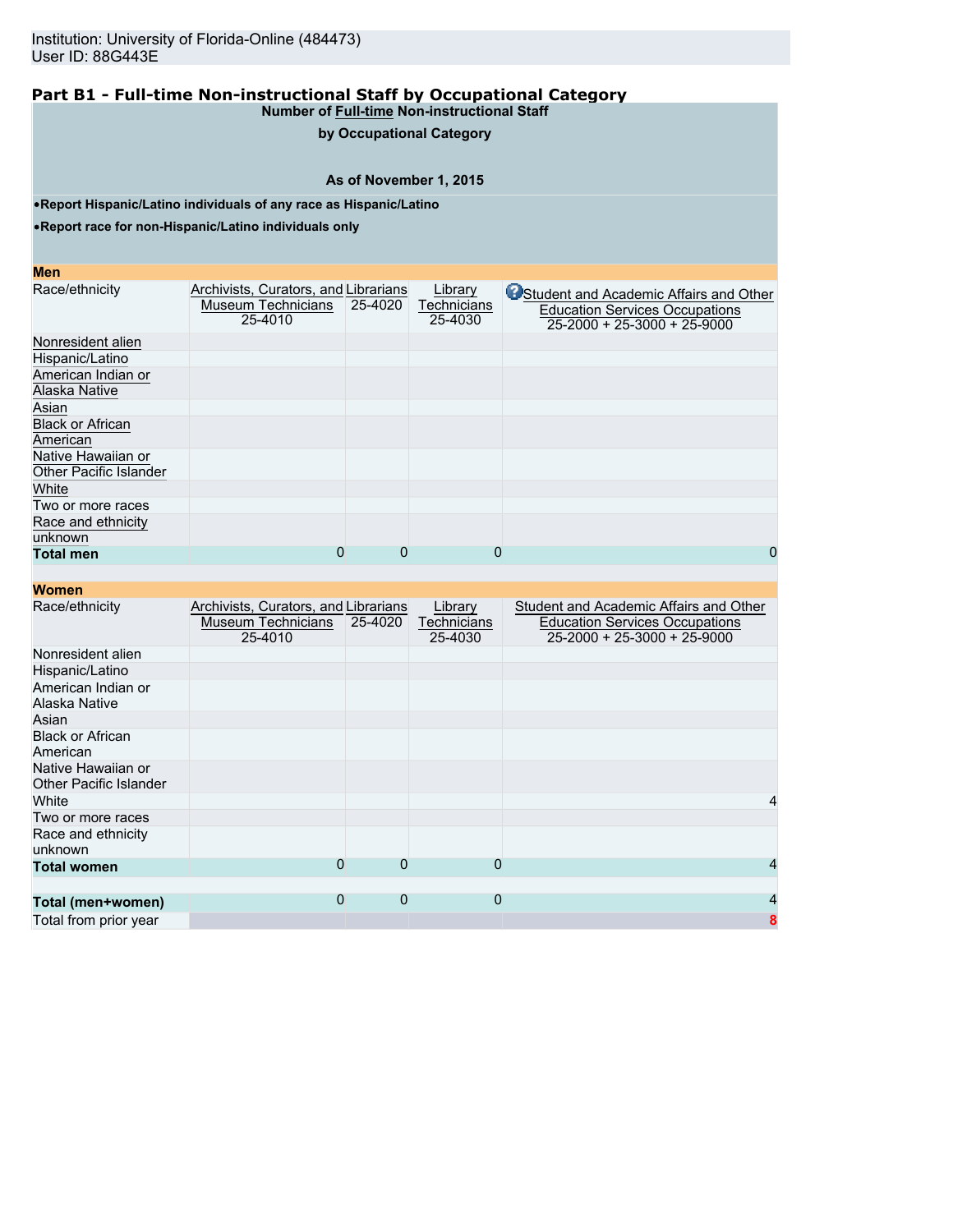Institution: University of Florida-Online (484473)
User ID: 88G443E

## Part B1 - Full-time Non-instructional Staff by Occupational Category

**Number of Full-time Non-instructional Staff**

**by Occupational Category**

**As of November 1, 2015**

- **Report Hispanic/Latino individuals of any race as Hispanic/Latino**
- **Report race for non-Hispanic/Latino individuals only**

**Men**

| Race/ethnicity | Archivists, Curators, and Museum Technicians 25-4010 | Librarians 25-4020 | Library Technicians 25-4030 | Student and Academic Affairs and Other Education Services Occupations 25-2000 + 25-3000 + 25-9000 |
|---|---|---|---|---|
| Nonresident alien | | | | |
| Hispanic/Latino | | | | |
| American Indian or Alaska Native | | | | |
| Asian | | | | |
| Black or African American | | | | |
| Native Hawaiian or Other Pacific Islander | | | | |
| White | | | | |
| Two or more races | | | | |
| Race and ethnicity unknown | | | | |
| **Total men** | 0 | 0 | 0 | 0 |

**Women**

| Race/ethnicity | Archivists, Curators, and Museum Technicians 25-4010 | Librarians 25-4020 | Library Technicians 25-4030 | Student and Academic Affairs and Other Education Services Occupations 25-2000 + 25-3000 + 25-9000 |
|---|---|---|---|---|
| Nonresident alien | | | | |
| Hispanic/Latino | | | | |
| American Indian or Alaska Native | | | | |
| Asian | | | | |
| Black or African American | | | | |
| Native Hawaiian or Other Pacific Islander | | | | |
| White | | | | 4 |
| Two or more races | | | | |
| Race and ethnicity unknown | | | | |
| **Total women** | 0 | 0 | 0 | 4 |
| | | | | |
| **Total (men+women)** | 0 | 0 | 0 | 4 |
| Total from prior year | | | | 8 |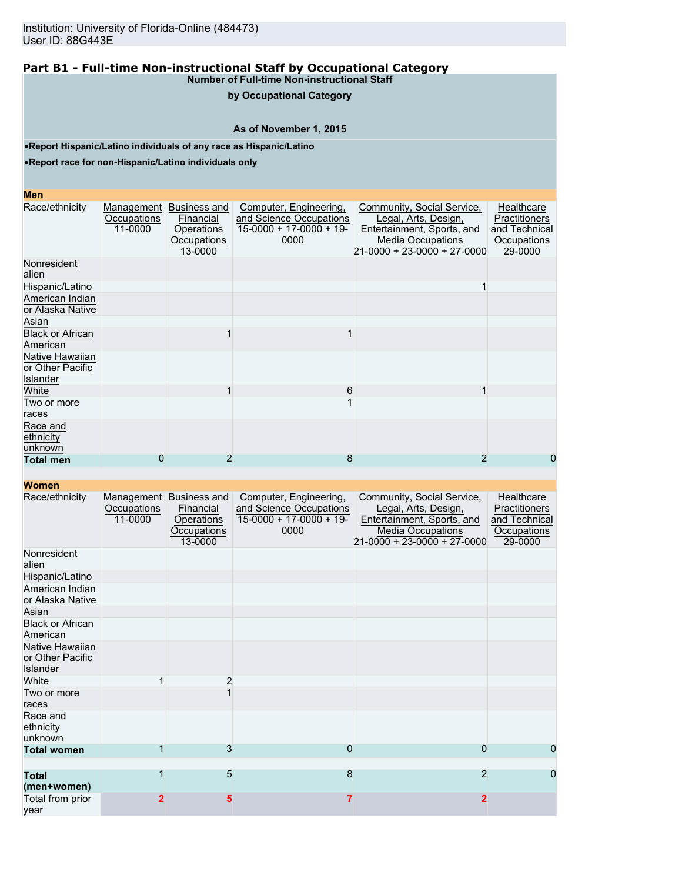Institution: University of Florida-Online (484473)
User ID: 88G443E

## Part B1 - Full-time Non-instructional Staff by Occupational Category

**Number of Full-time Non-instructional Staff by Occupational Category**

**As of November 1, 2015**

- **Report Hispanic/Latino individuals of any race as Hispanic/Latino**
- **Report race for non-Hispanic/Latino individuals only**

**Men**

| Race/ethnicity | Management Occupations 11-0000 | Business and Financial Operations Occupations 13-0000 | Computer, Engineering, and Science Occupations 15-0000 + 17-0000 + 19-0000 | Community, Social Service, Legal, Arts, Design, Entertainment, Sports, and Media Occupations 21-0000 + 23-0000 + 27-0000 | Healthcare Practitioners and Technical Occupations 29-0000 |
|---|---|---|---|---|---|
| Nonresident alien | | | | | |
| Hispanic/Latino | | | | 1 | |
| American Indian or Alaska Native | | | | | |
| Asian | | | | | |
| Black or African American | | 1 | 1 | | |
| Native Hawaiian or Other Pacific Islander | | | | | |
| White | | 1 | 6 | 1 | |
| Two or more races | | | 1 | | |
| Race and ethnicity unknown | | | | | |
| **Total men** | 0 | 2 | 8 | 2 | 0 |

**Women**

| Race/ethnicity | Management Occupations 11-0000 | Business and Financial Operations Occupations 13-0000 | Computer, Engineering, and Science Occupations 15-0000 + 17-0000 + 19-0000 | Community, Social Service, Legal, Arts, Design, Entertainment, Sports, and Media Occupations 21-0000 + 23-0000 + 27-0000 | Healthcare Practitioners and Technical Occupations 29-0000 |
|---|---|---|---|---|---|
| Nonresident alien | | | | | |
| Hispanic/Latino | | | | | |
| American Indian or Alaska Native | | | | | |
| Asian | | | | | |
| Black or African American | | | | | |
| Native Hawaiian or Other Pacific Islander | | | | | |
| White | 1 | 2 | | | |
| Two or more races | | 1 | | | |
| Race and ethnicity unknown | | | | | |
| **Total women** | 1 | 3 | 0 | 0 | 0 |
| **Total (men+women)** | 1 | 5 | 8 | 2 | 0 |
| Total from prior year | 2 | 5 | 7 | 2 | |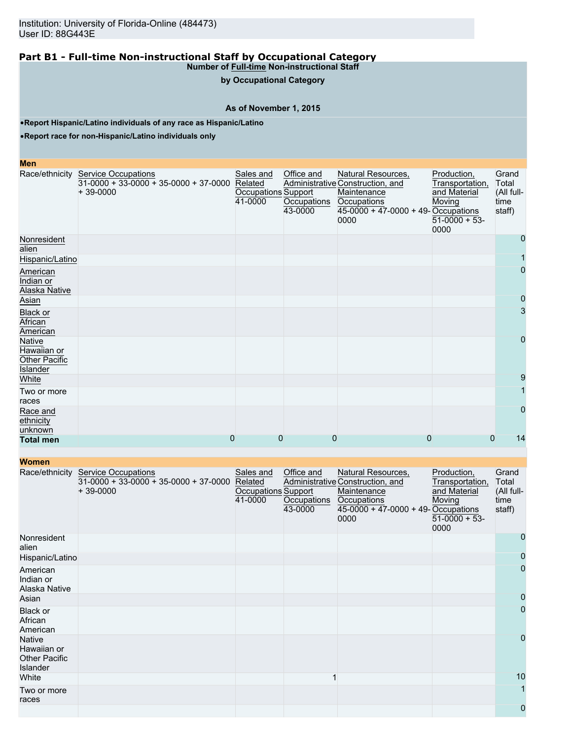Institution: University of Florida-Online (484473)
User ID: 88G443E

## Part B1 - Full-time Non-instructional Staff by Occupational Category

**Number of Full-time Non-instructional Staff**

**by Occupational Category**

**As of November 1, 2015**

- **Report Hispanic/Latino individuals of any race as Hispanic/Latino**
- **Report race for non-Hispanic/Latino individuals only**

**Men**

| Race/ethnicity | Service Occupations 31-0000 + 33-0000 + 35-0000 + 37-0000 + 39-0000 | Sales and Related Occupations 41-0000 | Office and Administrative Support Occupations 43-0000 | Natural Resources, Construction, and Maintenance Occupations 45-0000 + 47-0000 + 49-0000 | Production, Transportation, and Material Moving Occupations 51-0000 + 53-0000 | Grand Total (All full-time staff) |
|---|---|---|---|---|---|---|
| Nonresident alien | | | | | | 0 |
| Hispanic/Latino | | | | | | 1 |
| American Indian or Alaska Native | | | | | | 0 |
| Asian | | | | | | 0 |
| Black or African American | | | | | | 3 |
| Native Hawaiian or Other Pacific Islander | | | | | | 0 |
| White | | | | | | 9 |
| Two or more races | | | | | | 1 |
| Race and ethnicity unknown | | | | | | 0 |
| **Total men** | 0 | 0 | 0 | 0 | 0 | 14 |

**Women**

| Race/ethnicity | Service Occupations 31-0000 + 33-0000 + 35-0000 + 37-0000 + 39-0000 | Sales and Related Occupations 41-0000 | Office and Administrative Support Occupations 43-0000 | Natural Resources, Construction, and Maintenance Occupations 45-0000 + 47-0000 + 49-0000 | Production, Transportation, and Material Moving Occupations 51-0000 + 53-0000 | Grand Total (All full-time staff) |
|---|---|---|---|---|---|---|
| Nonresident alien | | | | | | 0 |
| Hispanic/Latino | | | | | | 0 |
| American Indian or Alaska Native | | | | | | 0 |
| Asian | | | | | | 0 |
| Black or African American | | | | | | 0 |
| Native Hawaiian or Other Pacific Islander | | | | | | 0 |
| White | | | 1 | | | 10 |
| Two or more races | | | | | | 1 |
| | | | | | | 0 |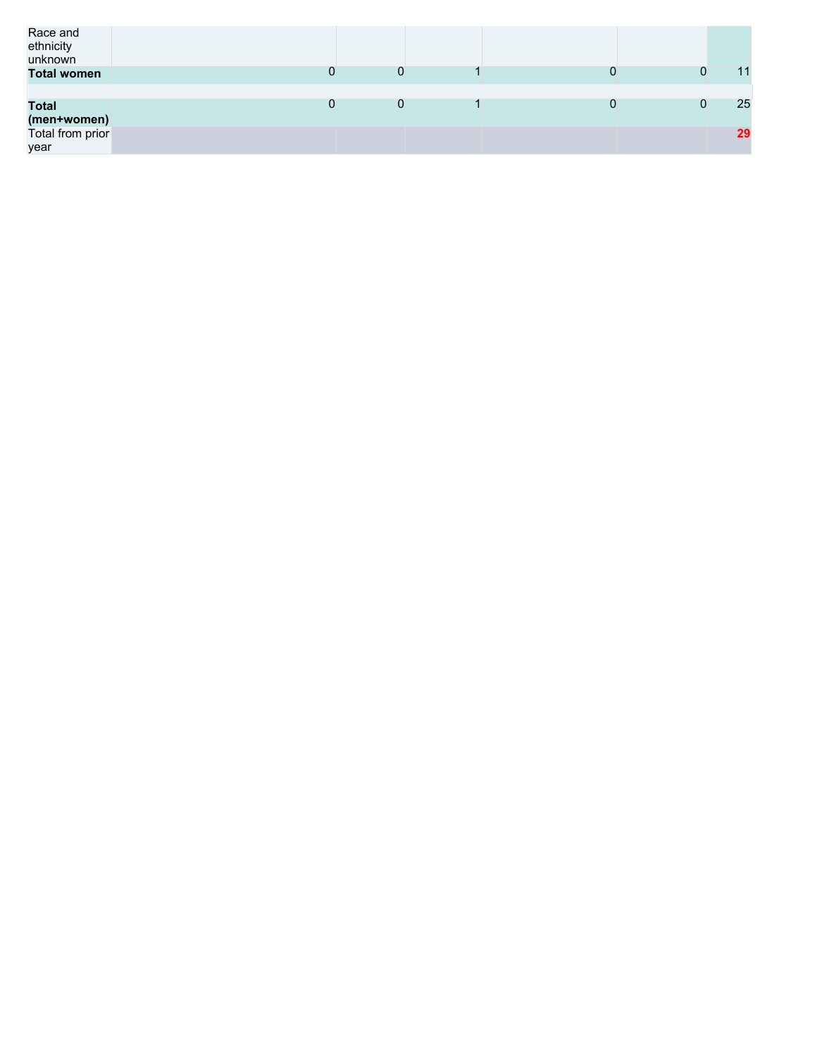| | | | | | | |
|---|---|---|---|---|---|---|
| Race and ethnicity unknown | | | | | | |
| **Total women** | 0 | 0 | 1 | 0 | 0 | 11 |
| | | | | | | |
| **Total (men+women)** | 0 | 0 | 1 | 0 | 0 | 25 |
| Total from prior year | | | | | | **29** |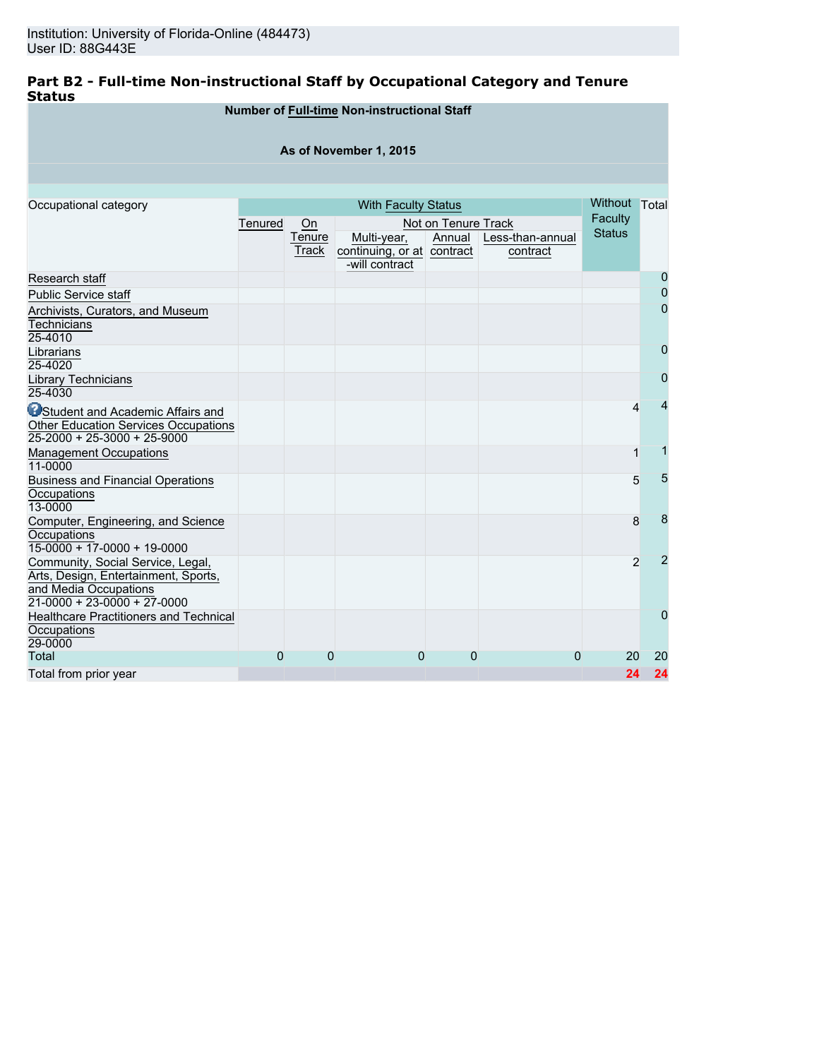Institution: University of Florida-Online (484473)
User ID: 88G443E

## Part B2 - Full-time Non-instructional Staff by Occupational Category and Tenure Status

**Number of Full-time Non-instructional Staff**

**As of November 1, 2015**

| Occupational category | With Faculty Status | | | | | Without Faculty Status | Total |
|---|---|---|---|---|---|---|---|
| | Tenured | On Tenure Track | Not on Tenure Track | | | | |
| | | | Multi-year, continuing, or at-will contract | Annual contract | Less-than-annual contract | | |
| Research staff | | | | | | | 0 |
| Public Service staff | | | | | | | 0 |
| Archivists, Curators, and Museum Technicians 25-4010 | | | | | | | 0 |
| Librarians 25-4020 | | | | | | | 0 |
| Library Technicians 25-4030 | | | | | | | 0 |
| Student and Academic Affairs and Other Education Services Occupations 25-2000 + 25-3000 + 25-9000 | | | | | | 4 | 4 |
| Management Occupations 11-0000 | | | | | | 1 | 1 |
| Business and Financial Operations Occupations 13-0000 | | | | | | 5 | 5 |
| Computer, Engineering, and Science Occupations 15-0000 + 17-0000 + 19-0000 | | | | | | 8 | 8 |
| Community, Social Service, Legal, Arts, Design, Entertainment, Sports, and Media Occupations 21-0000 + 23-0000 + 27-0000 | | | | | | 2 | 2 |
| Healthcare Practitioners and Technical Occupations 29-0000 | | | | | | | 0 |
| Total | 0 | 0 | 0 | 0 | 0 | 20 | 20 |
| Total from prior year | | | | | | **24** | **24** |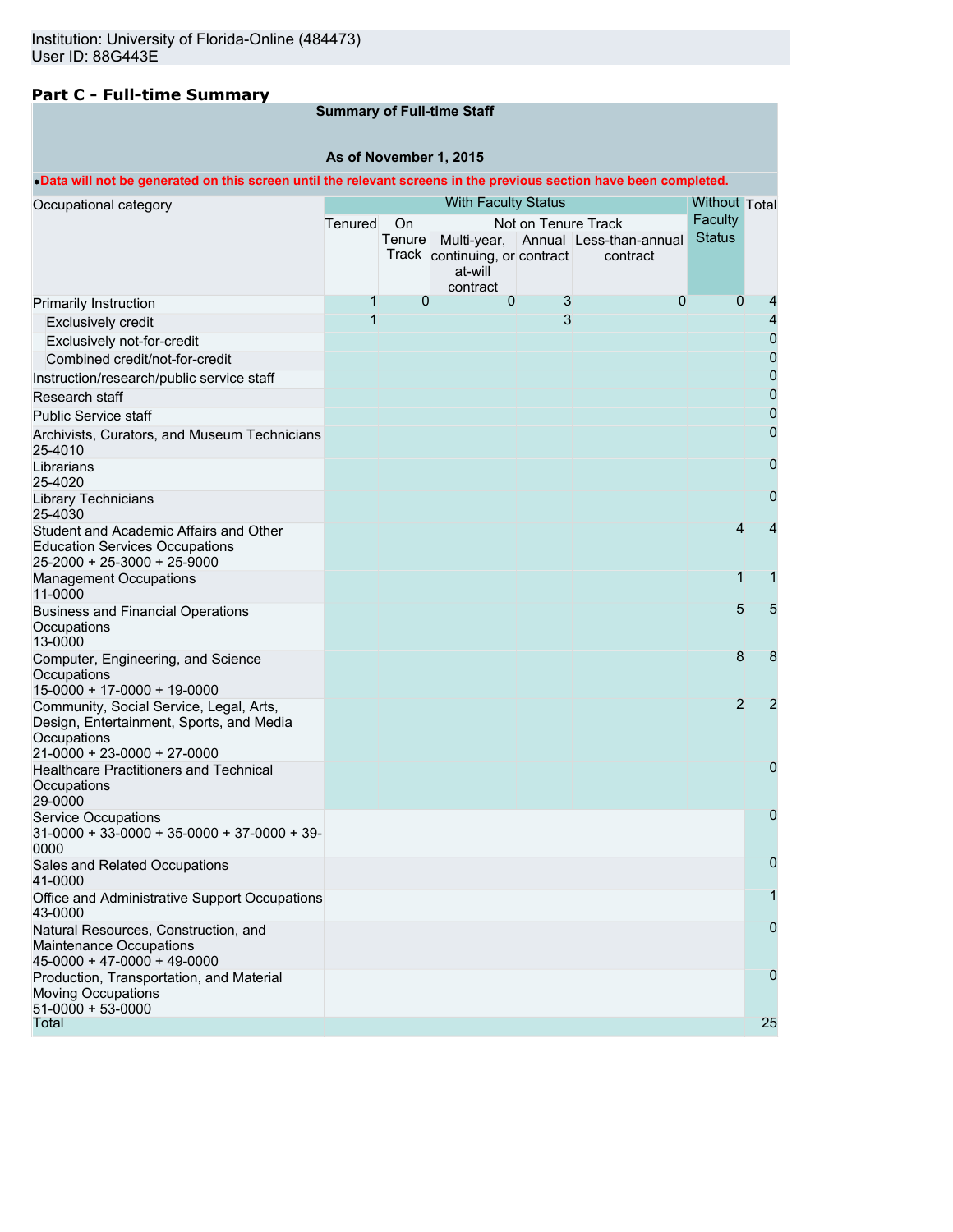Institution: University of Florida-Online (484473)
User ID: 88G443E

## Part C - Full-time Summary

**Summary of Full-time Staff**

**As of November 1, 2015**

•**Data will not be generated on this screen until the relevant screens in the previous section have been completed.**

| Occupational category | With Faculty Status | | | | | Without Faculty Status | Total |
|---|---|---|---|---|---|---|---|
| | Tenured | On Tenure Track | Not on Tenure Track | | | | |
| | | | Multi-year, continuing, or at-will contract | Annual contract | Less-than-annual contract | | |
| Primarily Instruction | 1 | 0 | 0 | 3 | 0 | 0 | 4 |
| Exclusively credit | 1 | | | 3 | | | 4 |
| Exclusively not-for-credit | | | | | | | 0 |
| Combined credit/not-for-credit | | | | | | | 0 |
| Instruction/research/public service staff | | | | | | | 0 |
| Research staff | | | | | | | 0 |
| Public Service staff | | | | | | | 0 |
| Archivists, Curators, and Museum Technicians 25-4010 | | | | | | | 0 |
| Librarians 25-4020 | | | | | | | 0 |
| Library Technicians 25-4030 | | | | | | | 0 |
| Student and Academic Affairs and Other Education Services Occupations 25-2000 + 25-3000 + 25-9000 | | | | | | 4 | 4 |
| Management Occupations 11-0000 | | | | | | 1 | 1 |
| Business and Financial Operations Occupations 13-0000 | | | | | | 5 | 5 |
| Computer, Engineering, and Science Occupations 15-0000 + 17-0000 + 19-0000 | | | | | | 8 | 8 |
| Community, Social Service, Legal, Arts, Design, Entertainment, Sports, and Media Occupations 21-0000 + 23-0000 + 27-0000 | | | | | | 2 | 2 |
| Healthcare Practitioners and Technical Occupations 29-0000 | | | | | | | 0 |
| Service Occupations 31-0000 + 33-0000 + 35-0000 + 37-0000 + 39-0000 | | | | | | | 0 |
| Sales and Related Occupations 41-0000 | | | | | | | 0 |
| Office and Administrative Support Occupations 43-0000 | | | | | | | 1 |
| Natural Resources, Construction, and Maintenance Occupations 45-0000 + 47-0000 + 49-0000 | | | | | | | 0 |
| Production, Transportation, and Material Moving Occupations 51-0000 + 53-0000 | | | | | | | 0 |
| Total | | | | | | | 25 |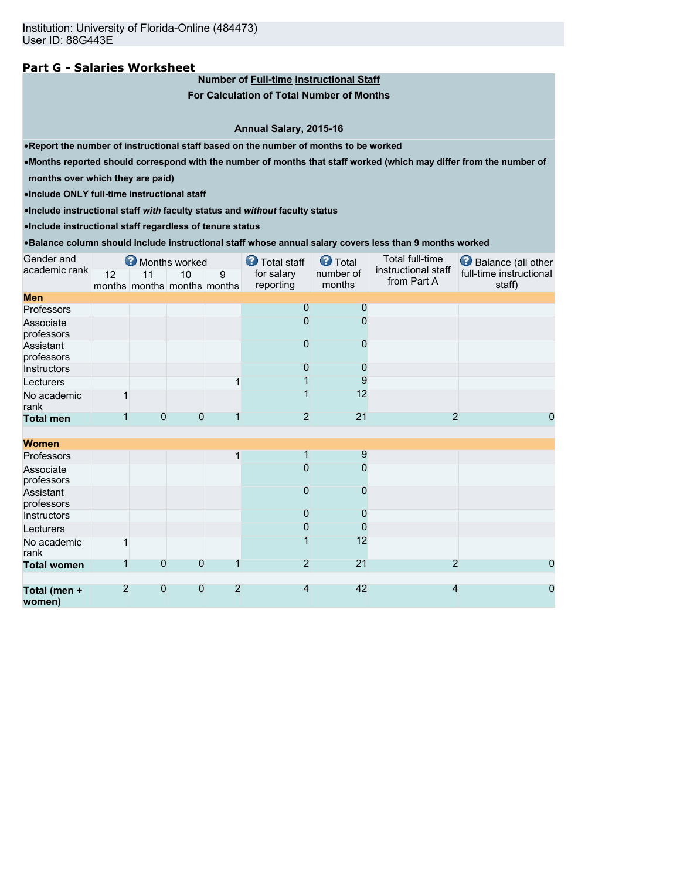Institution: University of Florida-Online (484473)
User ID: 88G443E

## Part G - Salaries Worksheet

**Number of Full-time Instructional Staff**

**For Calculation of Total Number of Months**

**Annual Salary, 2015-16**

- **Report the number of instructional staff based on the number of months to be worked**
- **Months reported should correspond with the number of months that staff worked (which may differ from the number of months over which they are paid)**
- **Include ONLY full-time instructional staff**
- **Include instructional staff *with* faculty status and *without* faculty status**
- **Include instructional staff regardless of tenure status**
- **Balance column should include instructional staff whose annual salary covers less than 9 months worked**

| Gender and academic rank | Months worked | | | | Total staff for salary reporting | Total number of months | Total full-time instructional staff from Part A | Balance (all other full-time instructional staff) |
|---|---|---|---|---|---|---|---|---|
| | 12 months | 11 months | 10 months | 9 months | | | | |
| **Men** | | | | | | | | |
| Professors | | | | | 0 | 0 | | |
| Associate professors | | | | | 0 | 0 | | |
| Assistant professors | | | | | 0 | 0 | | |
| Instructors | | | | | 0 | 0 | | |
| Lecturers | | | | 1 | 1 | 9 | | |
| No academic rank | 1 | | | | 1 | 12 | | |
| **Total men** | 1 | 0 | 0 | 1 | 2 | 21 | 2 | 0 |
| **Women** | | | | | | | | |
| Professors | | | | 1 | 1 | 9 | | |
| Associate professors | | | | | 0 | 0 | | |
| Assistant professors | | | | | 0 | 0 | | |
| Instructors | | | | | 0 | 0 | | |
| Lecturers | | | | | 0 | 0 | | |
| No academic rank | 1 | | | | 1 | 12 | | |
| **Total women** | 1 | 0 | 0 | 1 | 2 | 21 | 2 | 0 |
| **Total (men + women)** | 2 | 0 | 0 | 2 | 4 | 42 | 4 | 0 |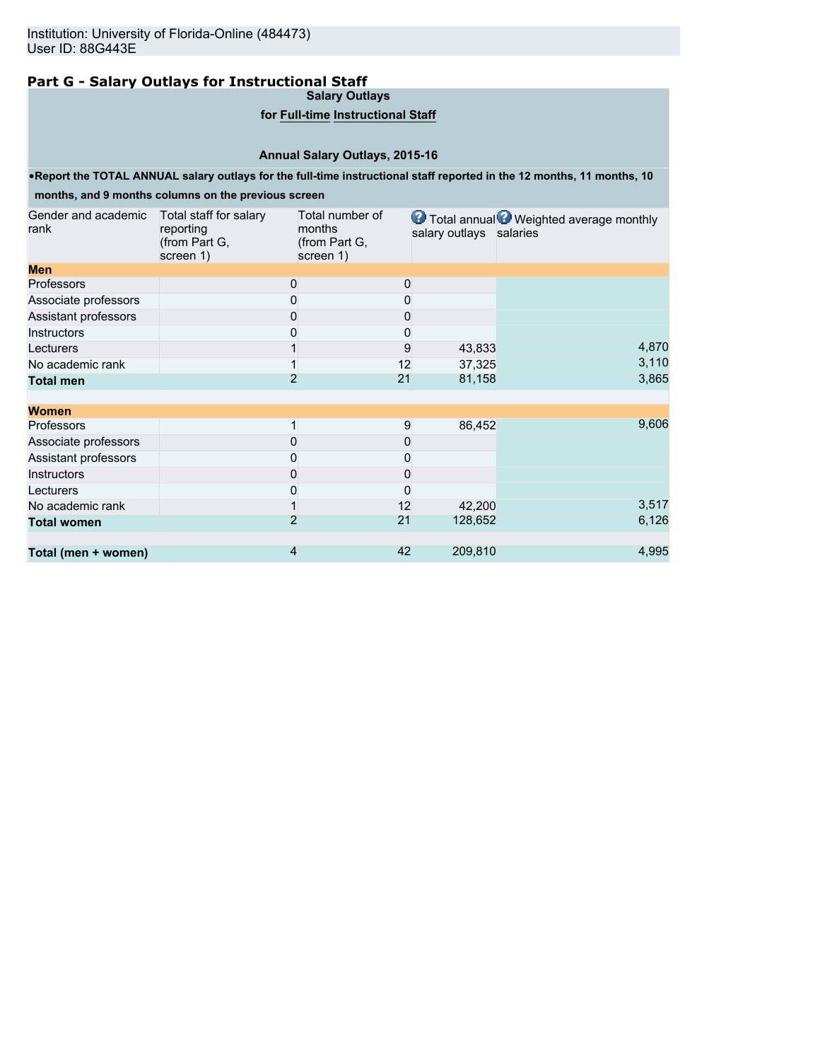Institution: University of Florida-Online (484473)
User ID: 88G443E

## Part G - Salary Outlays for Instructional Staff

**Salary Outlays**

**for Full-time Instructional Staff**

**Annual Salary Outlays, 2015-16**

•**Report the TOTAL ANNUAL salary outlays for the full-time instructional staff reported in the 12 months, 11 months, 10 months, and 9 months columns on the previous screen**

| Gender and academic rank | Total staff for salary reporting (from Part G, screen 1) | Total number of months (from Part G, screen 1) | Total annual salary outlays | Weighted average monthly salaries |
|---|---|---|---|---|
| **Men** | | | | |
| Professors | 0 | 0 | | |
| Associate professors | 0 | 0 | | |
| Assistant professors | 0 | 0 | | |
| Instructors | 0 | 0 | | |
| Lecturers | 1 | 9 | 43,833 | 4,870 |
| No academic rank | 1 | 12 | 37,325 | 3,110 |
| **Total men** | 2 | 21 | 81,158 | 3,865 |
| **Women** | | | | |
| Professors | 1 | 9 | 86,452 | 9,606 |
| Associate professors | 0 | 0 | | |
| Assistant professors | 0 | 0 | | |
| Instructors | 0 | 0 | | |
| Lecturers | 0 | 0 | | |
| No academic rank | 1 | 12 | 42,200 | 3,517 |
| **Total women** | 2 | 21 | 128,652 | 6,126 |
| **Total (men + women)** | 4 | 42 | 209,810 | 4,995 |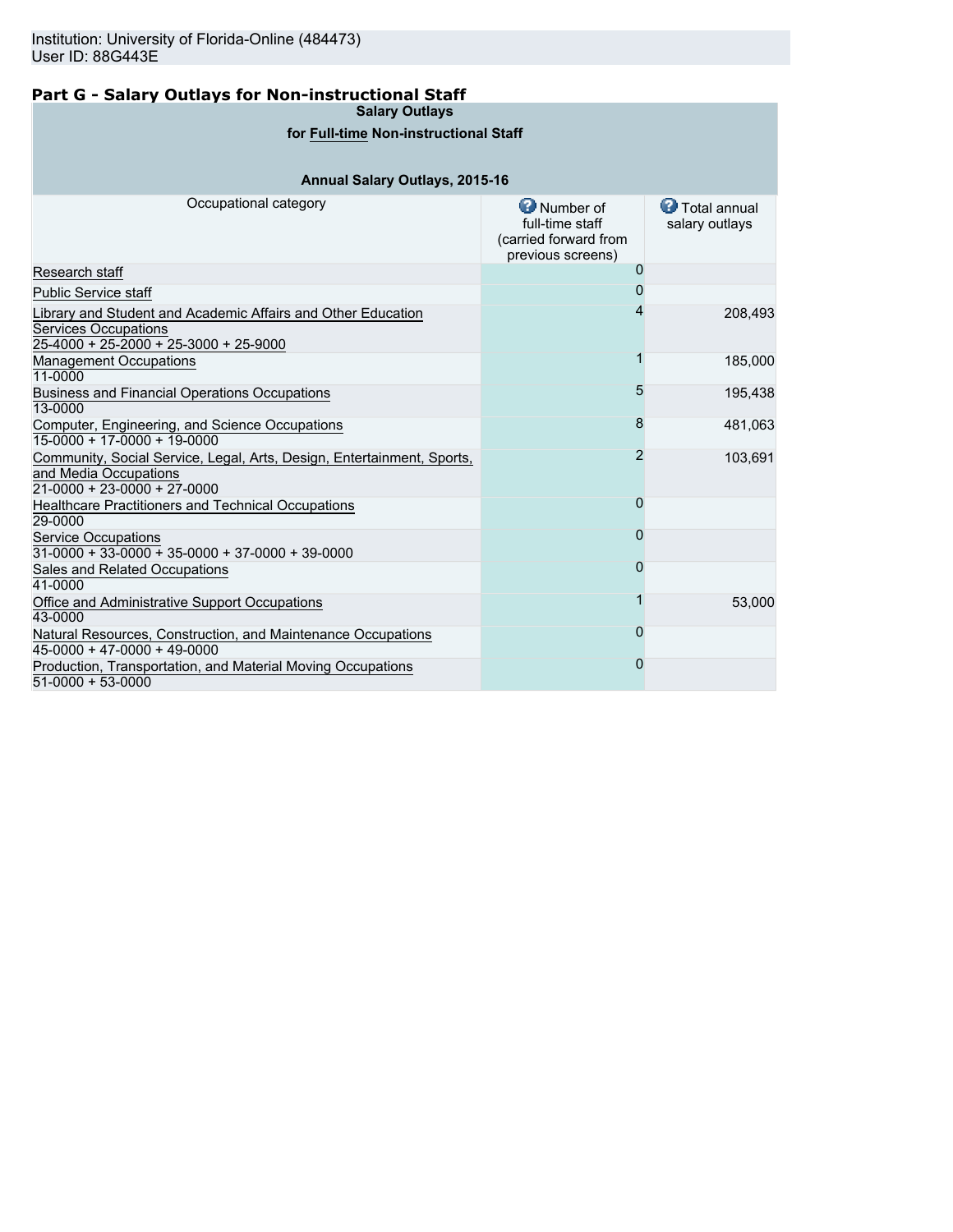Institution: University of Florida-Online (484473)
User ID: 88G443E

## Part G - Salary Outlays for Non-instructional Staff

**Salary Outlays**

**for Full-time Non-instructional Staff**

**Annual Salary Outlays, 2015-16**

| Occupational category | Number of full-time staff (carried forward from previous screens) | Total annual salary outlays |
|---|---|---|
| Research staff | 0 | |
| Public Service staff | 0 | |
| Library and Student and Academic Affairs and Other Education Services Occupations 25-4000 + 25-2000 + 25-3000 + 25-9000 | 4 | 208,493 |
| Management Occupations 11-0000 | 1 | 185,000 |
| Business and Financial Operations Occupations 13-0000 | 5 | 195,438 |
| Computer, Engineering, and Science Occupations 15-0000 + 17-0000 + 19-0000 | 8 | 481,063 |
| Community, Social Service, Legal, Arts, Design, Entertainment, Sports, and Media Occupations 21-0000 + 23-0000 + 27-0000 | 2 | 103,691 |
| Healthcare Practitioners and Technical Occupations 29-0000 | 0 | |
| Service Occupations 31-0000 + 33-0000 + 35-0000 + 37-0000 + 39-0000 | 0 | |
| Sales and Related Occupations 41-0000 | 0 | |
| Office and Administrative Support Occupations 43-0000 | 1 | 53,000 |
| Natural Resources, Construction, and Maintenance Occupations 45-0000 + 47-0000 + 49-0000 | 0 | |
| Production, Transportation, and Material Moving Occupations 51-0000 + 53-0000 | 0 | |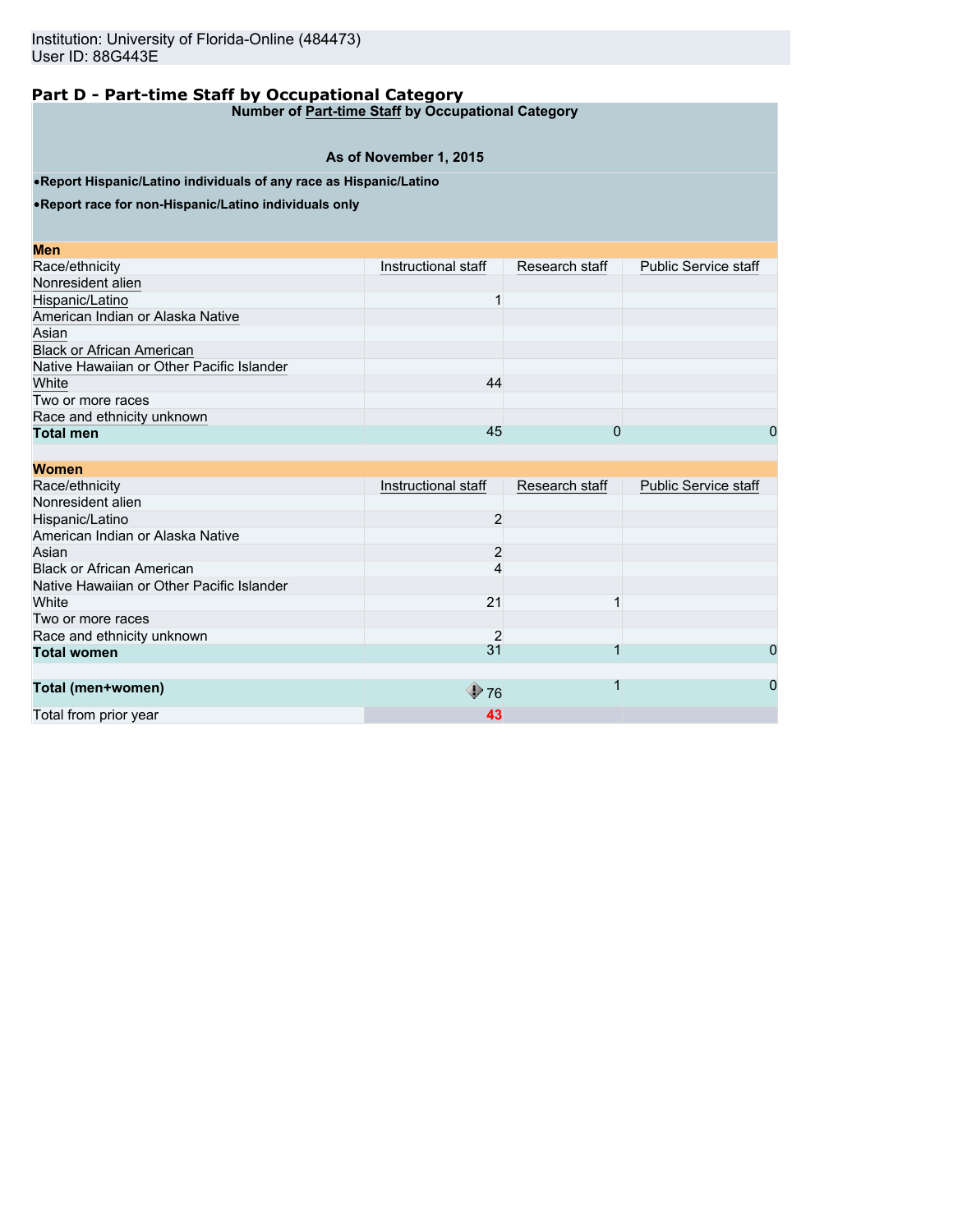Institution: University of Florida-Online (484473)
User ID: 88G443E

## Part D - Part-time Staff by Occupational Category

**Number of Part-time Staff by Occupational Category**

**As of November 1, 2015**

- **Report Hispanic/Latino individuals of any race as Hispanic/Latino**
- **Report race for non-Hispanic/Latino individuals only**

| **Men** | | | |
|---|---|---|---|
| Race/ethnicity | Instructional staff | Research staff | Public Service staff |
| Nonresident alien | | | |
| Hispanic/Latino | 1 | | |
| American Indian or Alaska Native | | | |
| Asian | | | |
| Black or African American | | | |
| Native Hawaiian or Other Pacific Islander | | | |
| White | 44 | | |
| Two or more races | | | |
| Race and ethnicity unknown | | | |
| **Total men** | 45 | 0 | 0 |

| **Women** | | | |
|---|---|---|---|
| Race/ethnicity | Instructional staff | Research staff | Public Service staff |
| Nonresident alien | | | |
| Hispanic/Latino | 2 | | |
| American Indian or Alaska Native | | | |
| Asian | 2 | | |
| Black or African American | 4 | | |
| Native Hawaiian or Other Pacific Islander | | | |
| White | 21 | 1 | |
| Two or more races | | | |
| Race and ethnicity unknown | 2 | | |
| **Total women** | 31 | 1 | 0 |
| | | | |
| **Total (men+women)** | 76 | 1 | 0 |
| Total from prior year | 43 | | |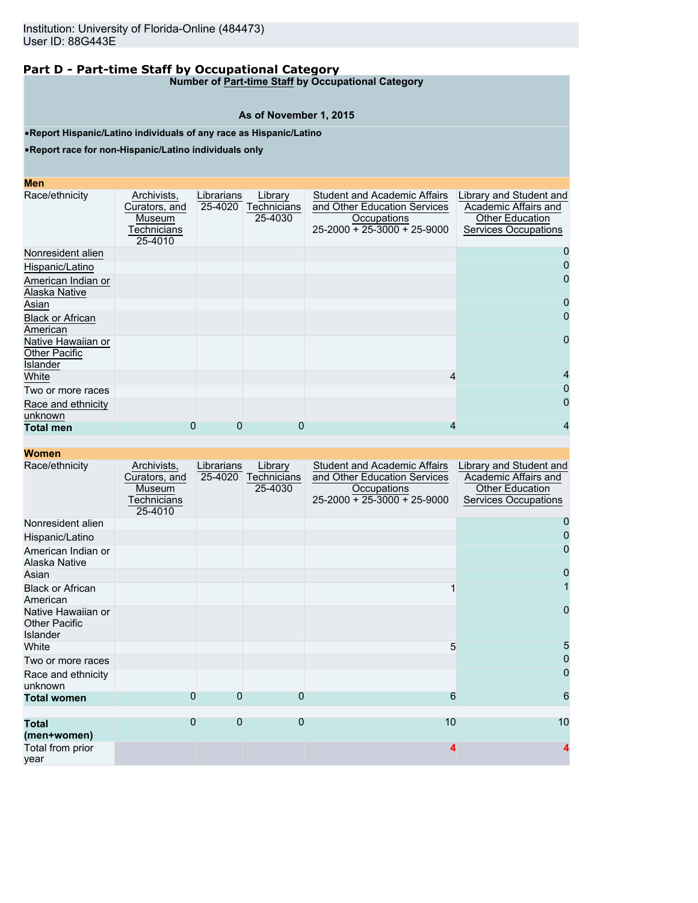Institution: University of Florida-Online (484473)
User ID: 88G443E

## Part D - Part-time Staff by Occupational Category

**Number of Part-time Staff by Occupational Category**

**As of November 1, 2015**

- **Report Hispanic/Latino individuals of any race as Hispanic/Latino**
- **Report race for non-Hispanic/Latino individuals only**

**Men**

| Race/ethnicity | Archivists, Curators, and Museum Technicians 25-4010 | Librarians 25-4020 | Library Technicians 25-4030 | Student and Academic Affairs and Other Education Services Occupations 25-2000 + 25-3000 + 25-9000 | Library and Student and Academic Affairs and Other Education Services Occupations |
|---|---|---|---|---|---|
| Nonresident alien | | | | | 0 |
| Hispanic/Latino | | | | | 0 |
| American Indian or Alaska Native | | | | | 0 |
| Asian | | | | | 0 |
| Black or African American | | | | | 0 |
| Native Hawaiian or Other Pacific Islander | | | | | 0 |
| White | | | | 4 | 4 |
| Two or more races | | | | | 0 |
| Race and ethnicity unknown | | | | | 0 |
| **Total men** | 0 | 0 | 0 | 4 | 4 |

**Women**

| Race/ethnicity | Archivists, Curators, and Museum Technicians 25-4010 | Librarians 25-4020 | Library Technicians 25-4030 | Student and Academic Affairs and Other Education Services Occupations 25-2000 + 25-3000 + 25-9000 | Library and Student and Academic Affairs and Other Education Services Occupations |
|---|---|---|---|---|---|
| Nonresident alien | | | | | 0 |
| Hispanic/Latino | | | | | 0 |
| American Indian or Alaska Native | | | | | 0 |
| Asian | | | | | 0 |
| Black or African American | | | | 1 | 1 |
| Native Hawaiian or Other Pacific Islander | | | | | 0 |
| White | | | | 5 | 5 |
| Two or more races | | | | | 0 |
| Race and ethnicity unknown | | | | | 0 |
| **Total women** | 0 | 0 | 0 | 6 | 6 |
| **Total (men+women)** | 0 | 0 | 0 | 10 | 10 |
| Total from prior year | | | | 4 | 4 |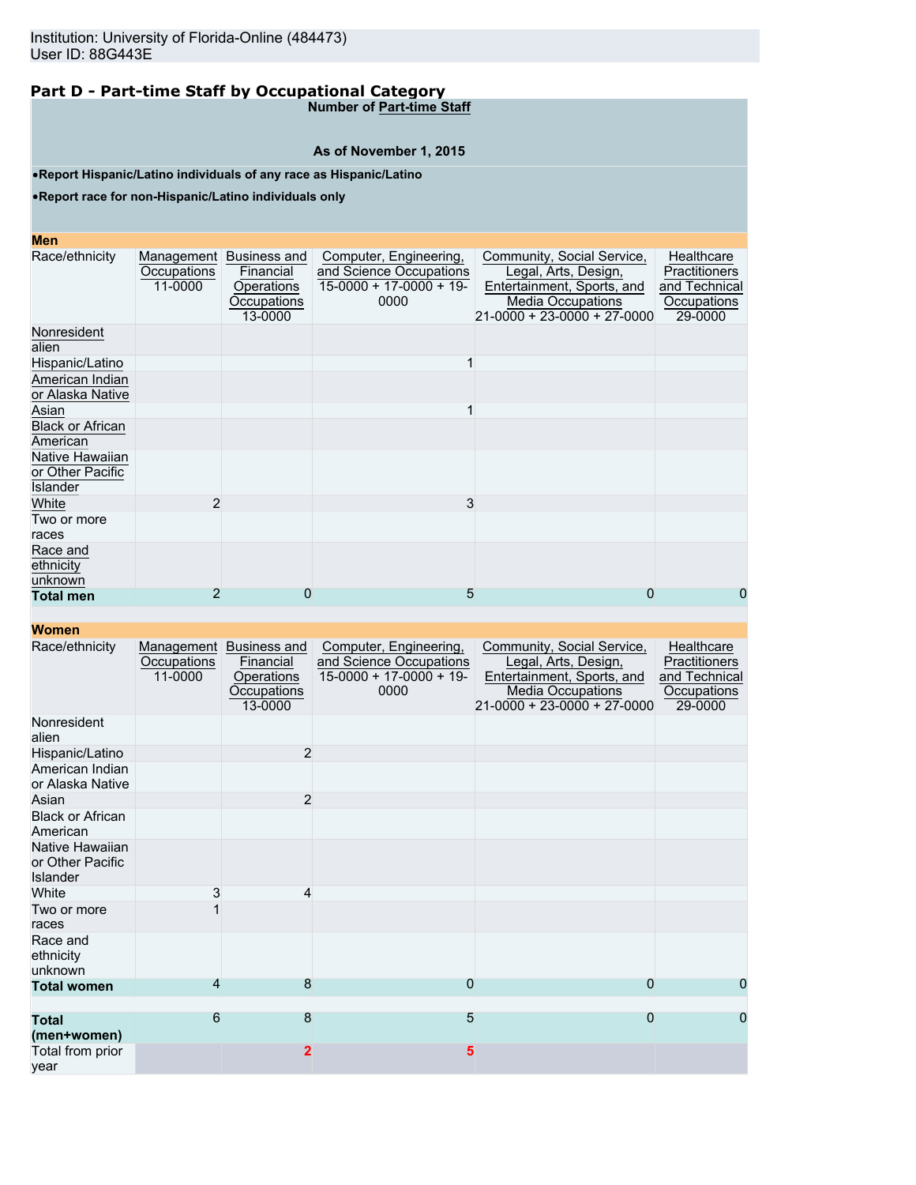Institution: University of Florida-Online (484473)
User ID: 88G443E

## Part D - Part-time Staff by Occupational Category

**Number of Part-time Staff**

**As of November 1, 2015**

- **Report Hispanic/Latino individuals of any race as Hispanic/Latino**
- **Report race for non-Hispanic/Latino individuals only**

**Men**

| Race/ethnicity | Management Occupations 11-0000 | Business and Financial Operations Occupations 13-0000 | Computer, Engineering, and Science Occupations 15-0000 + 17-0000 + 19-0000 | Community, Social Service, Legal, Arts, Design, Entertainment, Sports, and Media Occupations 21-0000 + 23-0000 + 27-0000 | Healthcare Practitioners and Technical Occupations 29-0000 |
|---|---|---|---|---|---|
| Nonresident alien | | | | | |
| Hispanic/Latino | | | 1 | | |
| American Indian or Alaska Native | | | | | |
| Asian | | | 1 | | |
| Black or African American | | | | | |
| Native Hawaiian or Other Pacific Islander | | | | | |
| White | 2 | | 3 | | |
| Two or more races | | | | | |
| Race and ethnicity unknown | | | | | |
| **Total men** | 2 | 0 | 5 | 0 | 0 |

**Women**

| Race/ethnicity | Management Occupations 11-0000 | Business and Financial Operations Occupations 13-0000 | Computer, Engineering, and Science Occupations 15-0000 + 17-0000 + 19-0000 | Community, Social Service, Legal, Arts, Design, Entertainment, Sports, and Media Occupations 21-0000 + 23-0000 + 27-0000 | Healthcare Practitioners and Technical Occupations 29-0000 |
|---|---|---|---|---|---|
| Nonresident alien | | | | | |
| Hispanic/Latino | | 2 | | | |
| American Indian or Alaska Native | | | | | |
| Asian | | 2 | | | |
| Black or African American | | | | | |
| Native Hawaiian or Other Pacific Islander | | | | | |
| White | 3 | 4 | | | |
| Two or more races | 1 | | | | |
| Race and ethnicity unknown | | | | | |
| **Total women** | 4 | 8 | 0 | 0 | 0 |
| **Total (men+women)** | 6 | 8 | 5 | 0 | 0 |
| Total from prior year | | 2 | 5 | | |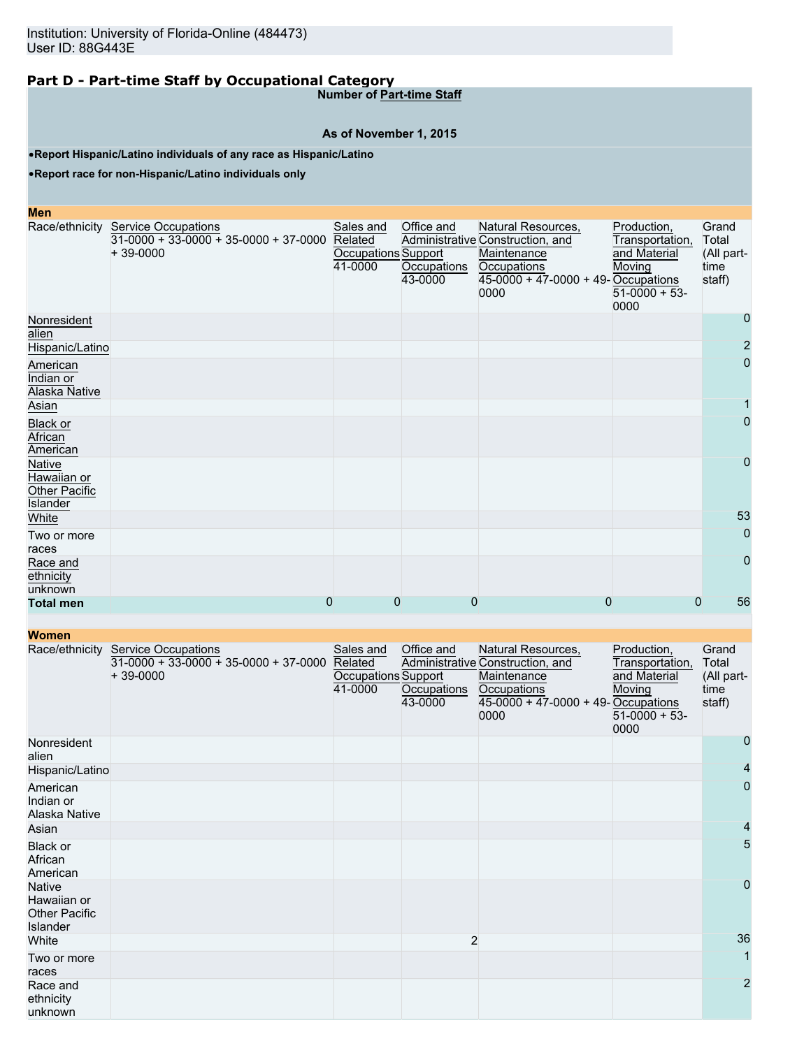Institution: University of Florida-Online (484473)
User ID: 88G443E

## Part D - Part-time Staff by Occupational Category

**Number of Part-time Staff**

**As of November 1, 2015**

- **Report Hispanic/Latino individuals of any race as Hispanic/Latino**
- **Report race for non-Hispanic/Latino individuals only**

**Men**

| Race/ethnicity | Service Occupations 31-0000 + 33-0000 + 35-0000 + 37-0000 + 39-0000 | Sales and Related Occupations 41-0000 | Office and Administrative Support Occupations 43-0000 | Natural Resources, Construction, and Maintenance Occupations 45-0000 + 47-0000 + 49-0000 | Production, Transportation, and Material Moving Occupations 51-0000 + 53-0000 | Grand Total (All part-time staff) |
|---|---|---|---|---|---|---|
| Nonresident alien | | | | | | 0 |
| Hispanic/Latino | | | | | | 2 |
| American Indian or Alaska Native | | | | | | 0 |
| Asian | | | | | | 1 |
| Black or African American | | | | | | 0 |
| Native Hawaiian or Other Pacific Islander | | | | | | 0 |
| White | | | | | | 53 |
| Two or more races | | | | | | 0 |
| Race and ethnicity unknown | | | | | | 0 |
| **Total men** | 0 | 0 | 0 | 0 | 0 | 56 |

**Women**

| Race/ethnicity | Service Occupations 31-0000 + 33-0000 + 35-0000 + 37-0000 + 39-0000 | Sales and Related Occupations 41-0000 | Office and Administrative Support Occupations 43-0000 | Natural Resources, Construction, and Maintenance Occupations 45-0000 + 47-0000 + 49-0000 | Production, Transportation, and Material Moving Occupations 51-0000 + 53-0000 | Grand Total (All part-time staff) |
|---|---|---|---|---|---|---|
| Nonresident alien | | | | | | 0 |
| Hispanic/Latino | | | | | | 4 |
| American Indian or Alaska Native | | | | | | 0 |
| Asian | | | | | | 4 |
| Black or African American | | | | | | 5 |
| Native Hawaiian or Other Pacific Islander | | | | | | 0 |
| White | | | 2 | | | 36 |
| Two or more races | | | | | | 1 |
| Race and ethnicity unknown | | | | | | 2 |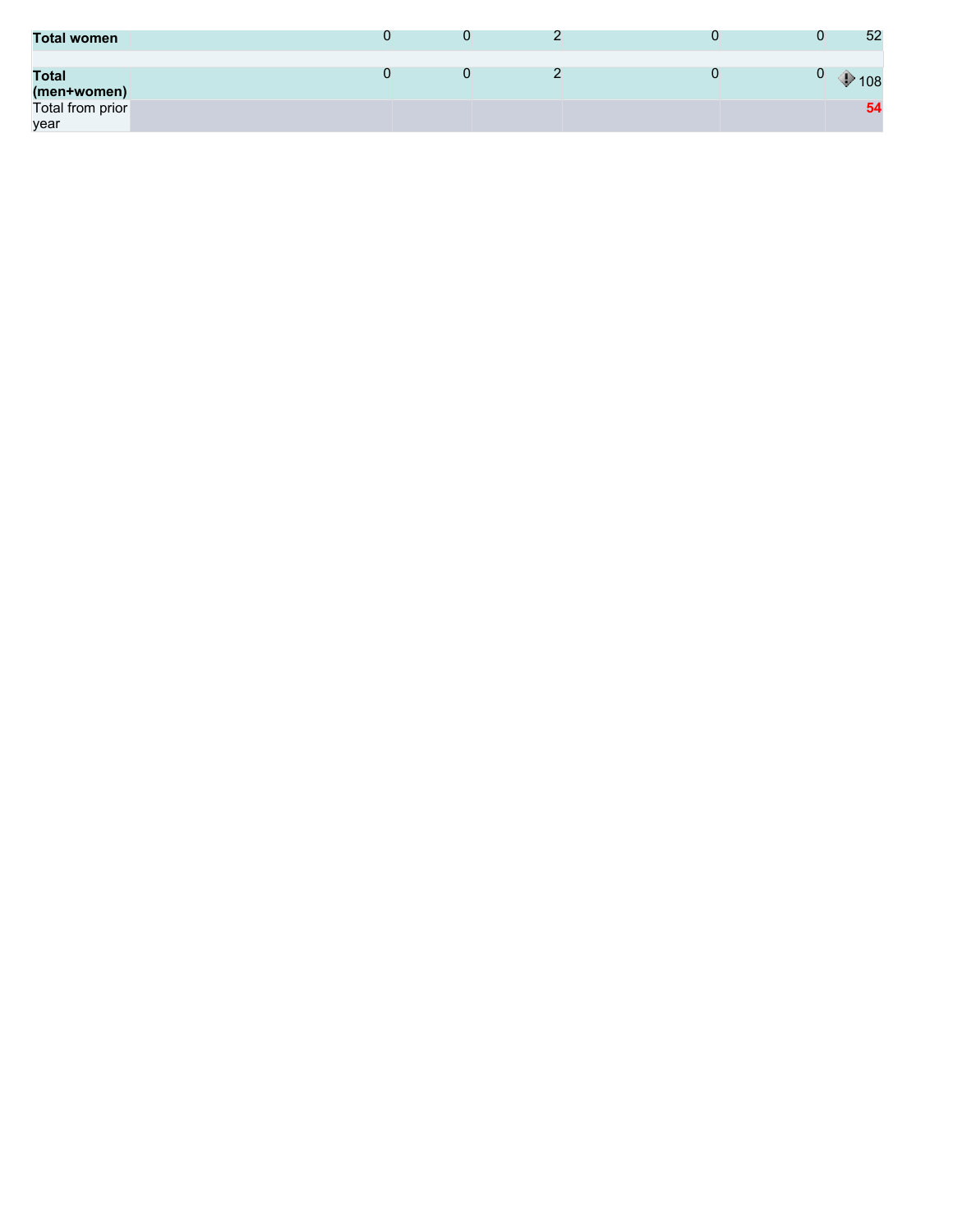| | | | | | | |
|---|---|---|---|---|---|---|
| **Total women** | | 0 | 0 | 2 | 0 | 0 | 52 |
| | | | | | | | |
| **Total (men+women)** | | 0 | 0 | 2 | 0 | 0 | 108 |
| Total from prior year | | | | | | | **54** |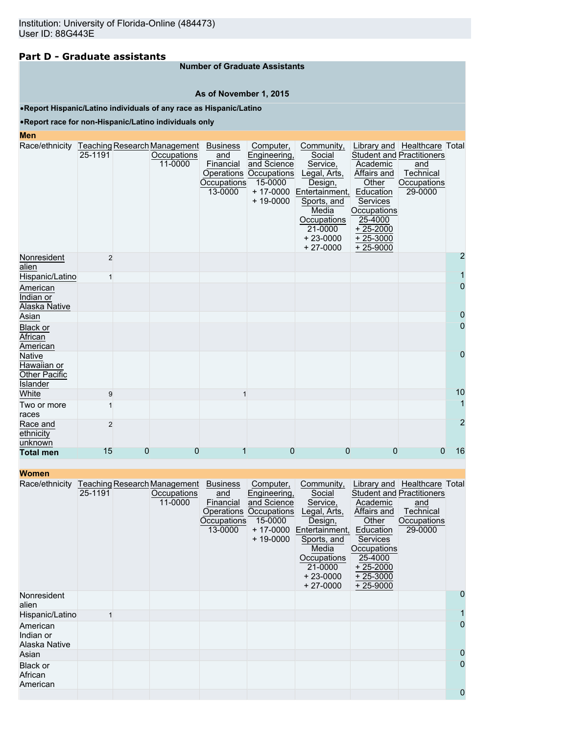## Part D - Graduate assistants

**Number of Graduate Assistants**

**As of November 1, 2015**

**•Report Hispanic/Latino individuals of any race as Hispanic/Latino**

**•Report race for non-Hispanic/Latino individuals only**

**Men**

| Race/ethnicity | Teaching 25-1191 | Research | Management Occupations 11-0000 | Business and Financial Operations Occupations 13-0000 | Computer, Engineering, and Science Occupations 15-0000 + 17-0000 + 19-0000 | Community, Social Service, Legal, Arts, Design, Entertainment, Sports, and Media Occupations 21-0000 + 23-0000 + 27-0000 | Library and Student and Academic Affairs and Other Education Services Occupations 25-4000 + 25-2000 + 25-3000 + 25-9000 | Healthcare Practitioners and Technical Occupations 29-0000 | Total |
|---|---|---|---|---|---|---|---|---|---|
| Nonresident alien | 2 | | | | | | | | 2 |
| Hispanic/Latino | 1 | | | | | | | | 1 |
| American Indian or Alaska Native | | | | | | | | | 0 |
| Asian | | | | | | | | | 0 |
| Black or African American | | | | | | | | | 0 |
| Native Hawaiian or Other Pacific Islander | | | | | | | | | 0 |
| White | 9 | | | 1 | | | | | 10 |
| Two or more races | 1 | | | | | | | | 1 |
| Race and ethnicity unknown | 2 | | | | | | | | 2 |
| **Total men** | 15 | 0 | 0 | 1 | 0 | 0 | 0 | 0 | 16 |

**Women**

| Race/ethnicity | Teaching 25-1191 | Research | Management Occupations 11-0000 | Business and Financial Operations Occupations 13-0000 | Computer, Engineering, and Science Occupations 15-0000 + 17-0000 + 19-0000 | Community, Social Service, Legal, Arts, Design, Entertainment, Sports, and Media Occupations 21-0000 + 23-0000 + 27-0000 | Library and Student and Academic Affairs and Other Education Services Occupations 25-4000 + 25-2000 + 25-3000 + 25-9000 | Healthcare Practitioners and Technical Occupations 29-0000 | Total |
|---|---|---|---|---|---|---|---|---|---|
| Nonresident alien | | | | | | | | | 0 |
| Hispanic/Latino | 1 | | | | | | | | 1 |
| American Indian or Alaska Native | | | | | | | | | 0 |
| Asian | | | | | | | | | 0 |
| Black or African American | | | | | | | | | 0 |
| | | | | | | | | | 0 |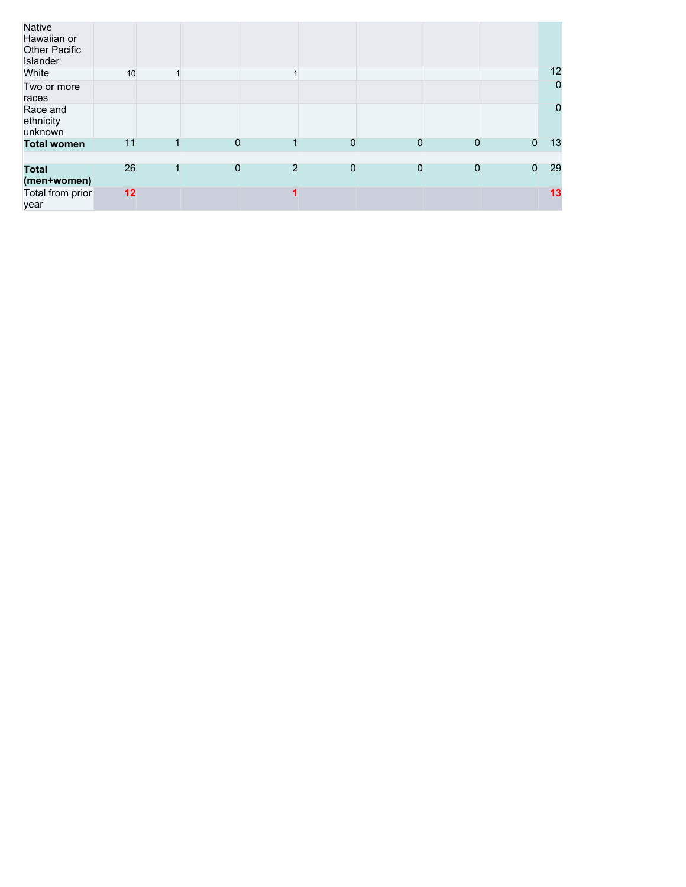| | | | | | | | | | |
|---|---|---|---|---|---|---|---|---|---|
| Native Hawaiian or Other Pacific Islander | | | | | | | | | |
| White | 10 | 1 | | 1 | | | | | 12 |
| Two or more races | | | | | | | | | 0 |
| Race and ethnicity unknown | | | | | | | | | 0 |
| **Total women** | 11 | 1 | 0 | 1 | 0 | 0 | 0 | 0 | 13 |
| | | | | | | | | | |
| **Total (men+women)** | 26 | 1 | 0 | 2 | 0 | 0 | 0 | 0 | 29 |
| Total from prior year | **12** | | | **1** | | | | | **13** |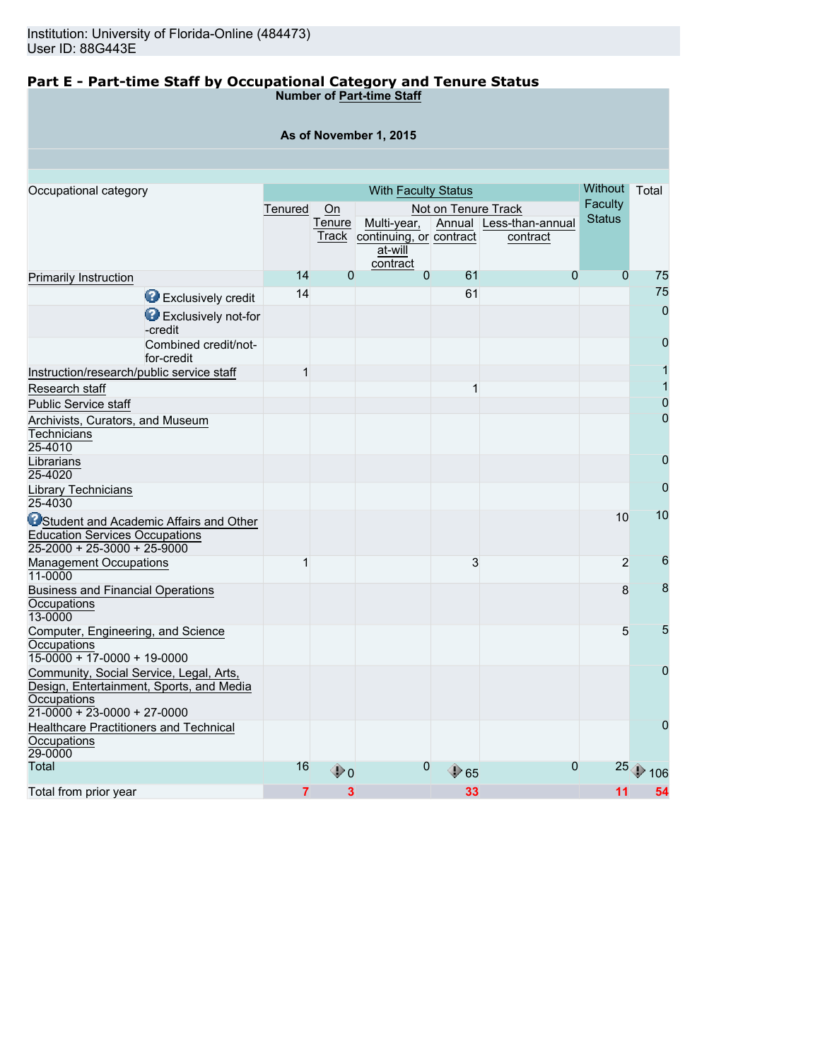Institution: University of Florida-Online (484473)
User ID: 88G443E

## Part E - Part-time Staff by Occupational Category and Tenure Status

**Number of Part-time Staff**

**As of November 1, 2015**

| Occupational category | | With Faculty Status | | | | | Without Faculty Status | Total |
|---|---|---|---|---|---|---|---|---|
| | | Tenured | On Tenure Track | Not on Tenure Track | | | | |
| | | | | Multi-year, continuing, or at-will contract | Annual contract | Less-than-annual contract | | |
| Primarily Instruction | | 14 | 0 | 0 | 61 | 0 | 0 | 75 |
| | Exclusively credit | 14 | | | 61 | | | 75 |
| | Exclusively not-for-credit | | | | | | | 0 |
| | Combined credit/not-for-credit | | | | | | | 0 |
| Instruction/research/public service staff | | 1 | | | | | | 1 |
| Research staff | | | | | 1 | | | 1 |
| Public Service staff | | | | | | | | 0 |
| Archivists, Curators, and Museum Technicians 25-4010 | | | | | | | | 0 |
| Librarians 25-4020 | | | | | | | | 0 |
| Library Technicians 25-4030 | | | | | | | | 0 |
| Student and Academic Affairs and Other Education Services Occupations 25-2000 + 25-3000 + 25-9000 | | | | | | | 10 | 10 |
| Management Occupations 11-0000 | | 1 | | | 3 | | 2 | 6 |
| Business and Financial Operations Occupations 13-0000 | | | | | | | 8 | 8 |
| Computer, Engineering, and Science Occupations 15-0000 + 17-0000 + 19-0000 | | | | | | | 5 | 5 |
| Community, Social Service, Legal, Arts, Design, Entertainment, Sports, and Media Occupations 21-0000 + 23-0000 + 27-0000 | | | | | | | | 0 |
| Healthcare Practitioners and Technical Occupations 29-0000 | | | | | | | | 0 |
| Total | | 16 | 0 | 0 | 65 | 0 | 25 | 106 |
| Total from prior year | | 7 | 3 | | 33 | | 11 | 54 |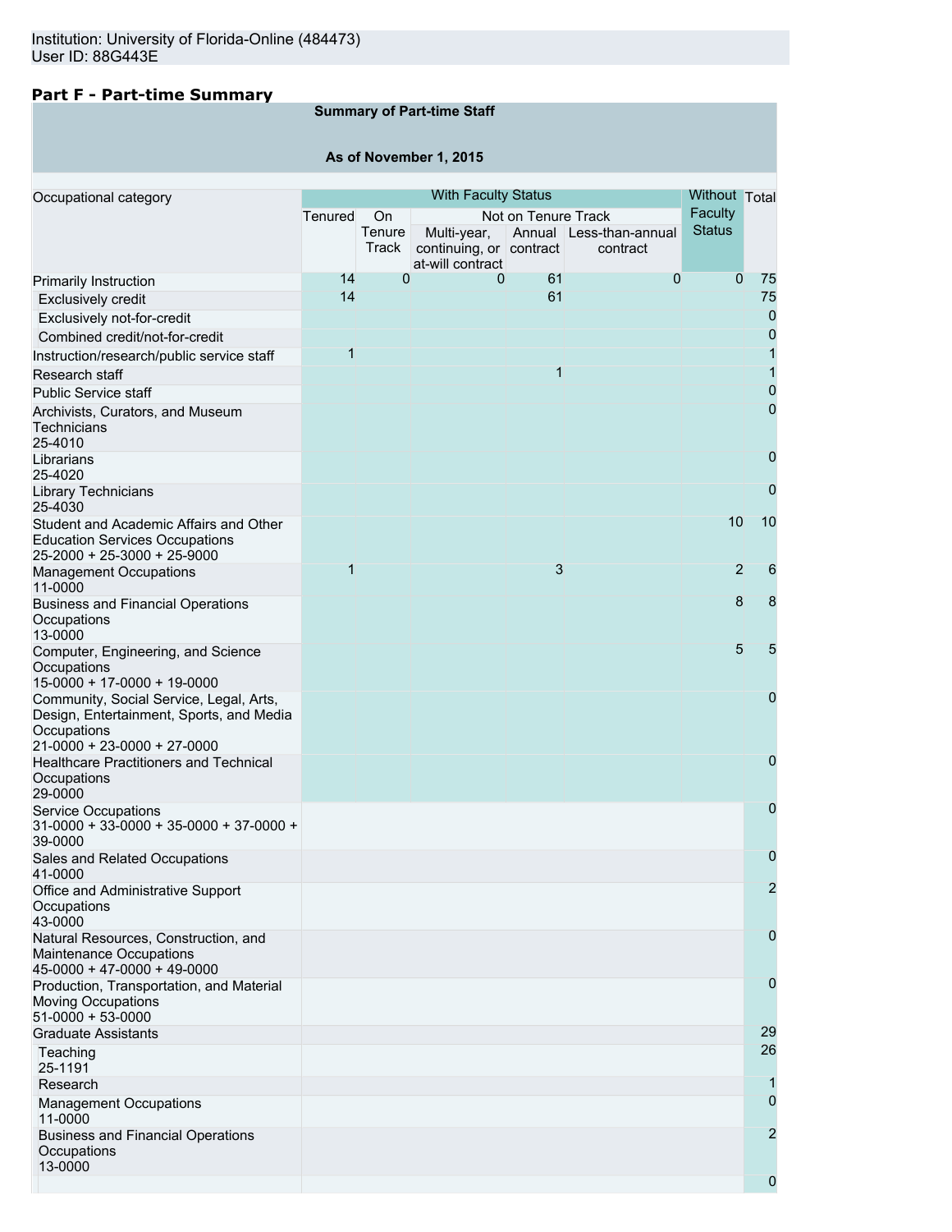Institution: University of Florida-Online (484473)
User ID: 88G443E

## Part F - Part-time Summary

**Summary of Part-time Staff**

**As of November 1, 2015**

| Occupational category | With Faculty Status | | | | | Without Faculty Status | Total |
|---|---|---|---|---|---|---|---|
| | Tenured | On Tenure Track | Not on Tenure Track | | | | |
| | | | Multi-year, continuing, or at-will contract | Annual contract | Less-than-annual contract | | |
| Primarily Instruction | 14 | 0 | 0 | 61 | 0 | 0 | 75 |
| Exclusively credit | 14 | | | 61 | | | 75 |
| Exclusively not-for-credit | | | | | | | 0 |
| Combined credit/not-for-credit | | | | | | | 0 |
| Instruction/research/public service staff | 1 | | | | | | 1 |
| Research staff | | | | 1 | | | 1 |
| Public Service staff | | | | | | | 0 |
| Archivists, Curators, and Museum Technicians 25-4010 | | | | | | | 0 |
| Librarians 25-4020 | | | | | | | 0 |
| Library Technicians 25-4030 | | | | | | | 0 |
| Student and Academic Affairs and Other Education Services Occupations 25-2000 + 25-3000 + 25-9000 | | | | | | 10 | 10 |
| Management Occupations 11-0000 | 1 | | | 3 | | 2 | 6 |
| Business and Financial Operations Occupations 13-0000 | | | | | | 8 | 8 |
| Computer, Engineering, and Science Occupations 15-0000 + 17-0000 + 19-0000 | | | | | | 5 | 5 |
| Community, Social Service, Legal, Arts, Design, Entertainment, Sports, and Media Occupations 21-0000 + 23-0000 + 27-0000 | | | | | | | 0 |
| Healthcare Practitioners and Technical Occupations 29-0000 | | | | | | | 0 |
| Service Occupations 31-0000 + 33-0000 + 35-0000 + 37-0000 + 39-0000 | | | | | | | 0 |
| Sales and Related Occupations 41-0000 | | | | | | | 0 |
| Office and Administrative Support Occupations 43-0000 | | | | | | | 2 |
| Natural Resources, Construction, and Maintenance Occupations 45-0000 + 47-0000 + 49-0000 | | | | | | | 0 |
| Production, Transportation, and Material Moving Occupations 51-0000 + 53-0000 | | | | | | | 0 |
| Graduate Assistants | | | | | | | 29 |
| Teaching 25-1191 | | | | | | | 26 |
| Research | | | | | | | 1 |
| Management Occupations 11-0000 | | | | | | | 0 |
| Business and Financial Operations Occupations 13-0000 | | | | | | | 2 |
| | | | | | | | 0 |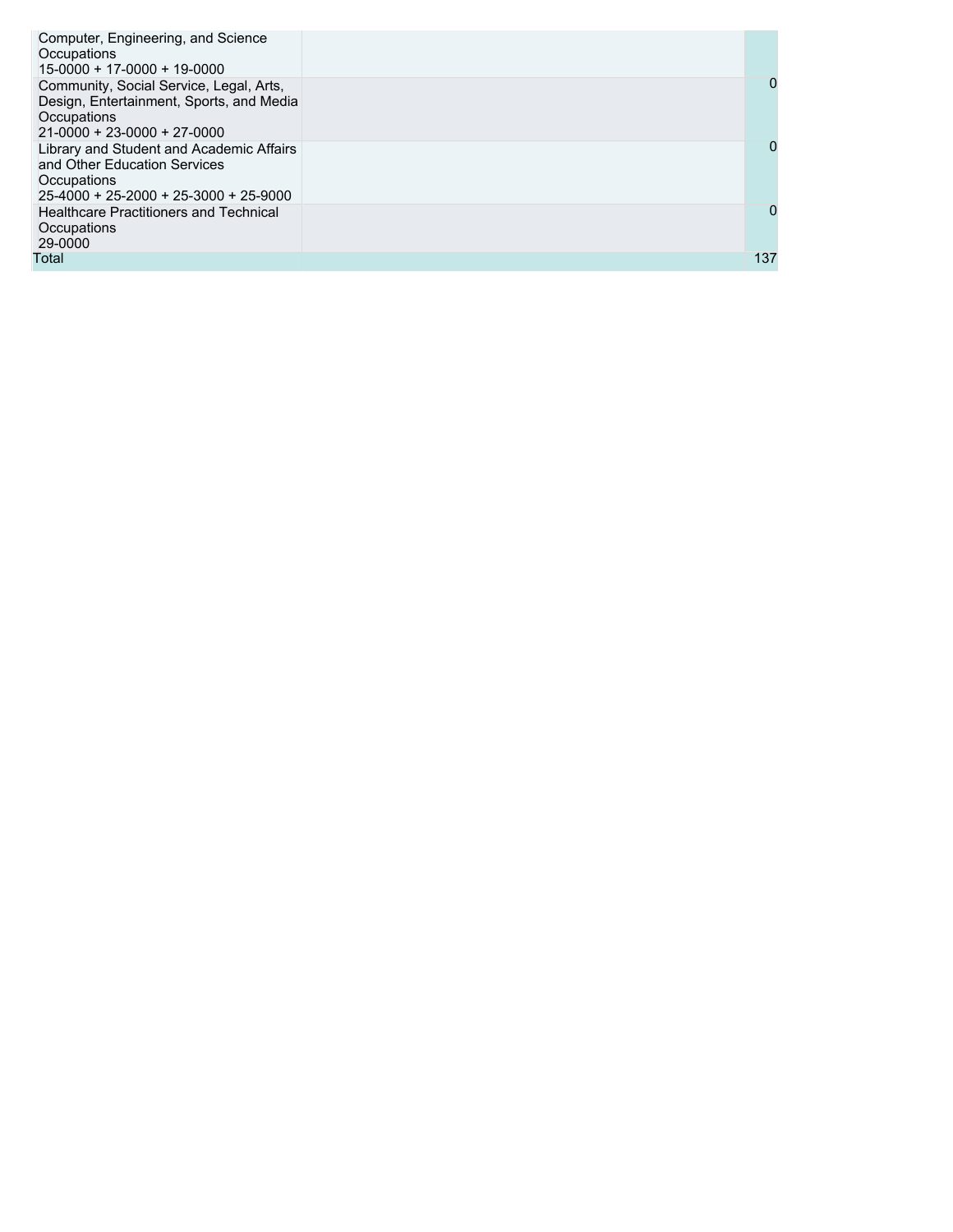| | | |
|---|---|---|
| Computer, Engineering, and Science Occupations 15-0000 + 17-0000 + 19-0000 | | |
| Community, Social Service, Legal, Arts, Design, Entertainment, Sports, and Media Occupations 21-0000 + 23-0000 + 27-0000 | | 0 |
| Library and Student and Academic Affairs and Other Education Services Occupations 25-4000 + 25-2000 + 25-3000 + 25-9000 | | 0 |
| Healthcare Practitioners and Technical Occupations 29-0000 | | 0 |
| Total | | 137 |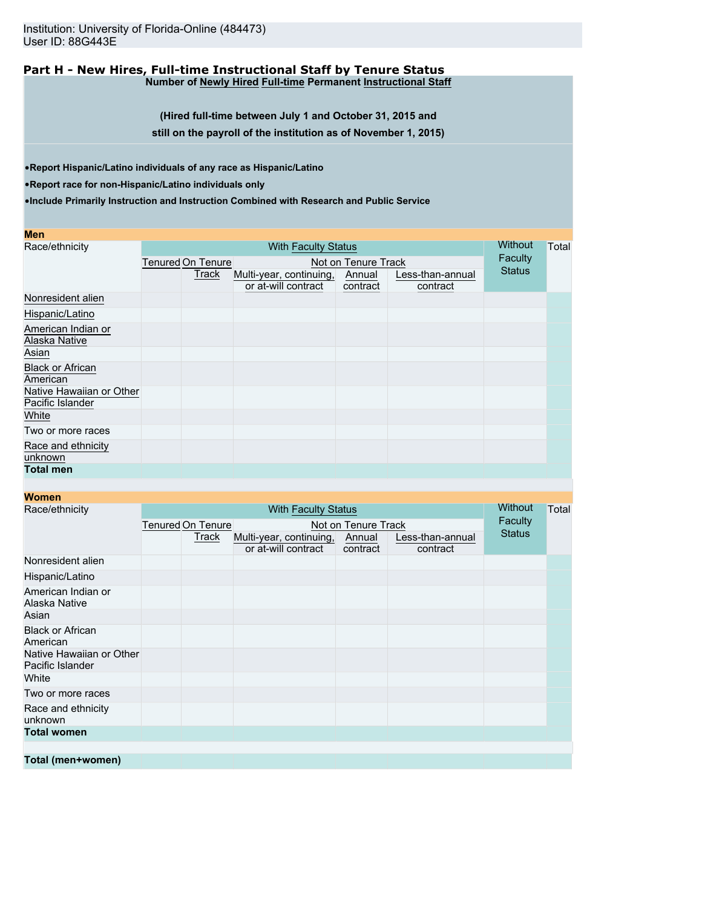Institution: University of Florida-Online (484473)
User ID: 88G443E

## Part H - New Hires, Full-time Instructional Staff by Tenure Status

**Number of Newly Hired Full-time Permanent Instructional Staff**

**(Hired full-time between July 1 and October 31, 2015 and still on the payroll of the institution as of November 1, 2015)**

- **Report Hispanic/Latino individuals of any race as Hispanic/Latino**
- **Report race for non-Hispanic/Latino individuals only**
- **Include Primarily Instruction and Instruction Combined with Research and Public Service**

### Men

| Race/ethnicity | With Faculty Status | | | | | Without Faculty Status | Total |
|---|---|---|---|---|---|---|---|
| | Tenured | On Tenure Track | Not on Tenure Track | | | | |
| | | | Multi-year, continuing, or at-will contract | Annual contract | Less-than-annual contract | | |
| Nonresident alien | | | | | | | |
| Hispanic/Latino | | | | | | | |
| American Indian or Alaska Native | | | | | | | |
| Asian | | | | | | | |
| Black or African American | | | | | | | |
| Native Hawaiian or Other Pacific Islander | | | | | | | |
| White | | | | | | | |
| Two or more races | | | | | | | |
| Race and ethnicity unknown | | | | | | | |
| **Total men** | | | | | | | |

### Women

| Race/ethnicity | With Faculty Status | | | | | Without Faculty Status | Total |
|---|---|---|---|---|---|---|---|
| | Tenured | On Tenure Track | Not on Tenure Track | | | | |
| | | | Multi-year, continuing, or at-will contract | Annual contract | Less-than-annual contract | | |
| Nonresident alien | | | | | | | |
| Hispanic/Latino | | | | | | | |
| American Indian or Alaska Native | | | | | | | |
| Asian | | | | | | | |
| Black or African American | | | | | | | |
| Native Hawaiian or Other Pacific Islander | | | | | | | |
| White | | | | | | | |
| Two or more races | | | | | | | |
| Race and ethnicity unknown | | | | | | | |
| **Total women** | | | | | | | |

| **Total (men+women)** | | | | | | | |
|---|---|---|---|---|---|---|---|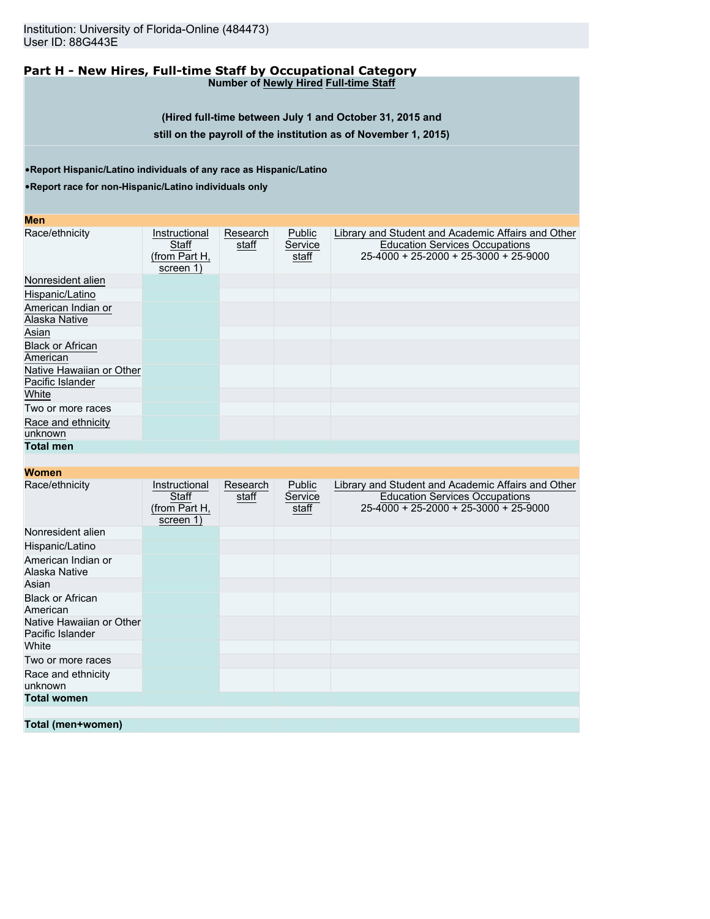Institution: University of Florida-Online (484473)
User ID: 88G443E

## Part H - New Hires, Full-time Staff by Occupational Category

**Number of Newly Hired Full-time Staff**

**(Hired full-time between July 1 and October 31, 2015 and still on the payroll of the institution as of November 1, 2015)**

- **Report Hispanic/Latino individuals of any race as Hispanic/Latino**
- **Report race for non-Hispanic/Latino individuals only**

**Men**

| Race/ethnicity | Instructional Staff (from Part H, screen 1) | Research staff | Public Service staff | Library and Student and Academic Affairs and Other Education Services Occupations 25-4000 + 25-2000 + 25-3000 + 25-9000 |
|---|---|---|---|---|
| Nonresident alien | | | | |
| Hispanic/Latino | | | | |
| American Indian or Alaska Native | | | | |
| Asian | | | | |
| Black or African American | | | | |
| Native Hawaiian or Other Pacific Islander | | | | |
| White | | | | |
| Two or more races | | | | |
| Race and ethnicity unknown | | | | |
| **Total men** | | | | |

**Women**

| Race/ethnicity | Instructional Staff (from Part H, screen 1) | Research staff | Public Service staff | Library and Student and Academic Affairs and Other Education Services Occupations 25-4000 + 25-2000 + 25-3000 + 25-9000 |
|---|---|---|---|---|
| Nonresident alien | | | | |
| Hispanic/Latino | | | | |
| American Indian or Alaska Native | | | | |
| Asian | | | | |
| Black or African American | | | | |
| Native Hawaiian or Other Pacific Islander | | | | |
| White | | | | |
| Two or more races | | | | |
| Race and ethnicity unknown | | | | |
| **Total women** | | | | |
| | | | | |
| **Total (men+women)** | | | | |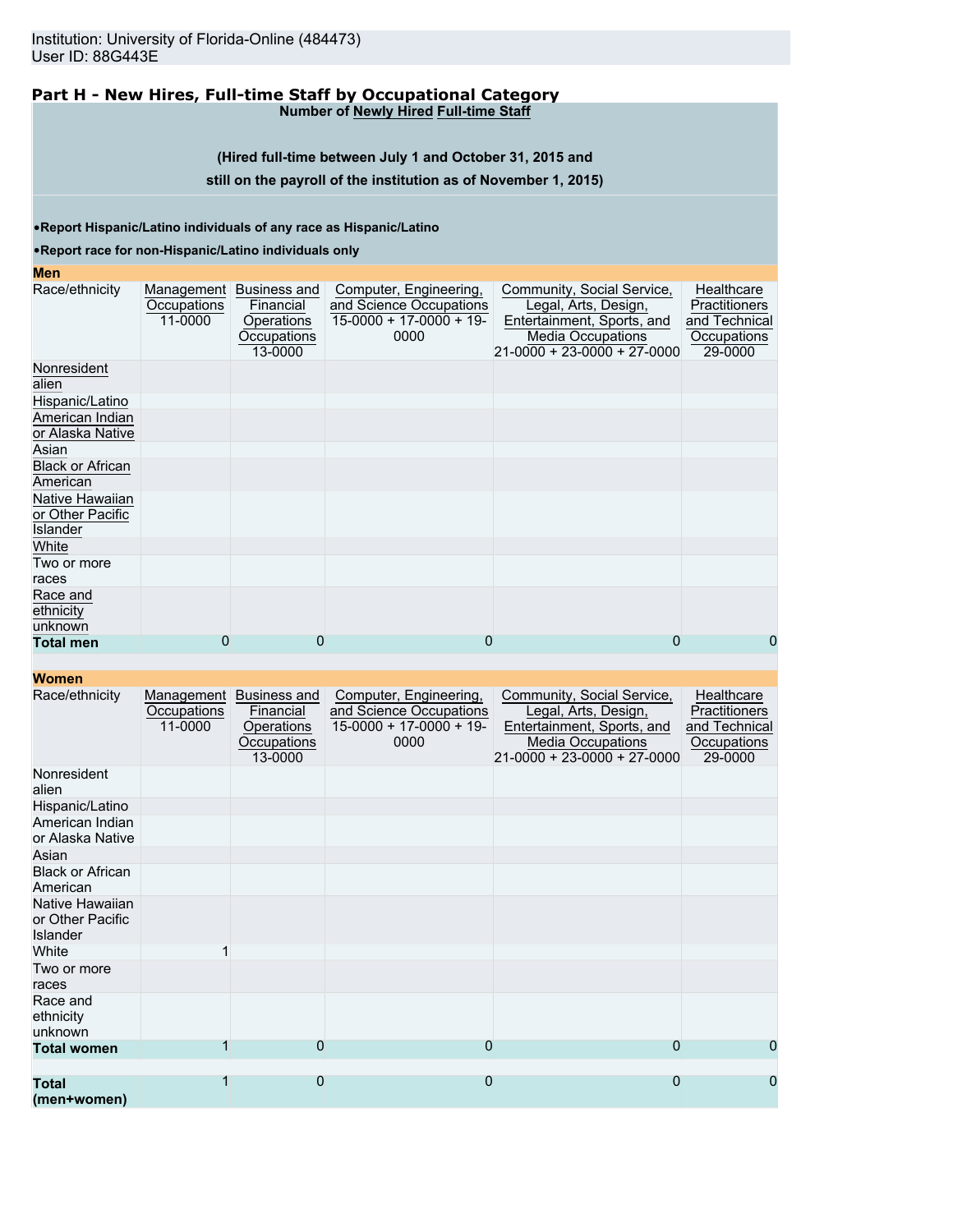Institution: University of Florida-Online (484473)
User ID: 88G443E

## Part H - New Hires, Full-time Staff by Occupational Category

**Number of Newly Hired Full-time Staff**

**(Hired full-time between July 1 and October 31, 2015 and still on the payroll of the institution as of November 1, 2015)**

- **Report Hispanic/Latino individuals of any race as Hispanic/Latino**
- **Report race for non-Hispanic/Latino individuals only**

**Men**

| Race/ethnicity | Management Occupations 11-0000 | Business and Financial Operations Occupations 13-0000 | Computer, Engineering, and Science Occupations 15-0000 + 17-0000 + 19-0000 | Community, Social Service, Legal, Arts, Design, Entertainment, Sports, and Media Occupations 21-0000 + 23-0000 + 27-0000 | Healthcare Practitioners and Technical Occupations 29-0000 |
|---|---|---|---|---|---|
| Nonresident alien | | | | | |
| Hispanic/Latino | | | | | |
| American Indian or Alaska Native | | | | | |
| Asian | | | | | |
| Black or African American | | | | | |
| Native Hawaiian or Other Pacific Islander | | | | | |
| White | | | | | |
| Two or more races | | | | | |
| Race and ethnicity unknown | | | | | |
| **Total men** | 0 | 0 | 0 | 0 | 0 |

**Women**

| Race/ethnicity | Management Occupations 11-0000 | Business and Financial Operations Occupations 13-0000 | Computer, Engineering, and Science Occupations 15-0000 + 17-0000 + 19-0000 | Community, Social Service, Legal, Arts, Design, Entertainment, Sports, and Media Occupations 21-0000 + 23-0000 + 27-0000 | Healthcare Practitioners and Technical Occupations 29-0000 |
|---|---|---|---|---|---|
| Nonresident alien | | | | | |
| Hispanic/Latino | | | | | |
| American Indian or Alaska Native | | | | | |
| Asian | | | | | |
| Black or African American | | | | | |
| Native Hawaiian or Other Pacific Islander | | | | | |
| White | 1 | | | | |
| Two or more races | | | | | |
| Race and ethnicity unknown | | | | | |
| **Total women** | 1 | 0 | 0 | 0 | 0 |
| | | | | | |
| **Total (men+women)** | 1 | 0 | 0 | 0 | 0 |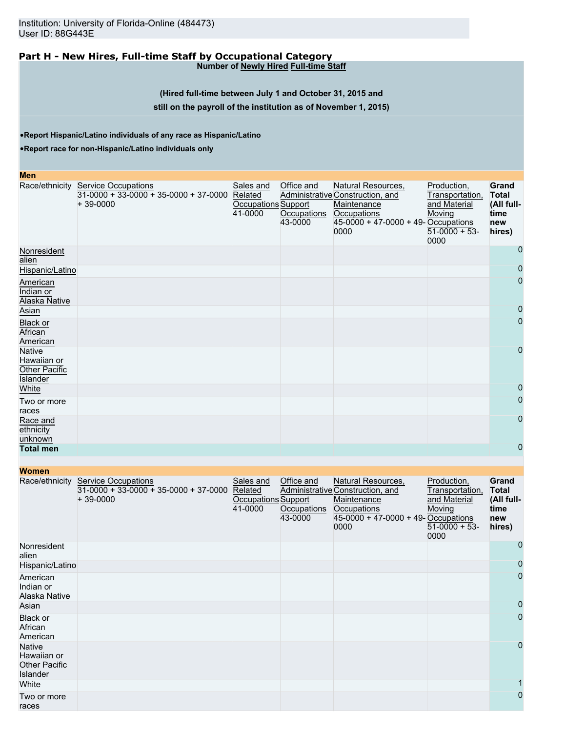Institution: University of Florida-Online (484473)
User ID: 88G443E

## Part H - New Hires, Full-time Staff by Occupational Category

**Number of Newly Hired Full-time Staff**

**(Hired full-time between July 1 and October 31, 2015 and still on the payroll of the institution as of November 1, 2015)**

- **Report Hispanic/Latino individuals of any race as Hispanic/Latino**
- **Report race for non-Hispanic/Latino individuals only**

**Men**

| Race/ethnicity | Service Occupations 31-0000 + 33-0000 + 35-0000 + 37-0000 + 39-0000 | Sales and Related Occupations 41-0000 | Office and Administrative Support Occupations 43-0000 | Natural Resources, Construction, and Maintenance Occupations 45-0000 + 47-0000 + 49-0000 | Production, Transportation, and Material Moving Occupations 51-0000 + 53-0000 | Grand Total (All full-time new hires) |
|---|---|---|---|---|---|---|
| Nonresident alien | | | | | | 0 |
| Hispanic/Latino | | | | | | 0 |
| American Indian or Alaska Native | | | | | | 0 |
| Asian | | | | | | 0 |
| Black or African American | | | | | | 0 |
| Native Hawaiian or Other Pacific Islander | | | | | | 0 |
| White | | | | | | 0 |
| Two or more races | | | | | | 0 |
| Race and ethnicity unknown | | | | | | 0 |
| **Total men** | | | | | | 0 |

**Women**

| Race/ethnicity | Service Occupations 31-0000 + 33-0000 + 35-0000 + 37-0000 + 39-0000 | Sales and Related Occupations 41-0000 | Office and Administrative Support Occupations 43-0000 | Natural Resources, Construction, and Maintenance Occupations 45-0000 + 47-0000 + 49-0000 | Production, Transportation, and Material Moving Occupations 51-0000 + 53-0000 | Grand Total (All full-time new hires) |
|---|---|---|---|---|---|---|
| Nonresident alien | | | | | | 0 |
| Hispanic/Latino | | | | | | 0 |
| American Indian or Alaska Native | | | | | | 0 |
| Asian | | | | | | 0 |
| Black or African American | | | | | | 0 |
| Native Hawaiian or Other Pacific Islander | | | | | | 0 |
| White | | | | | | 1 |
| Two or more races | | | | | | 0 |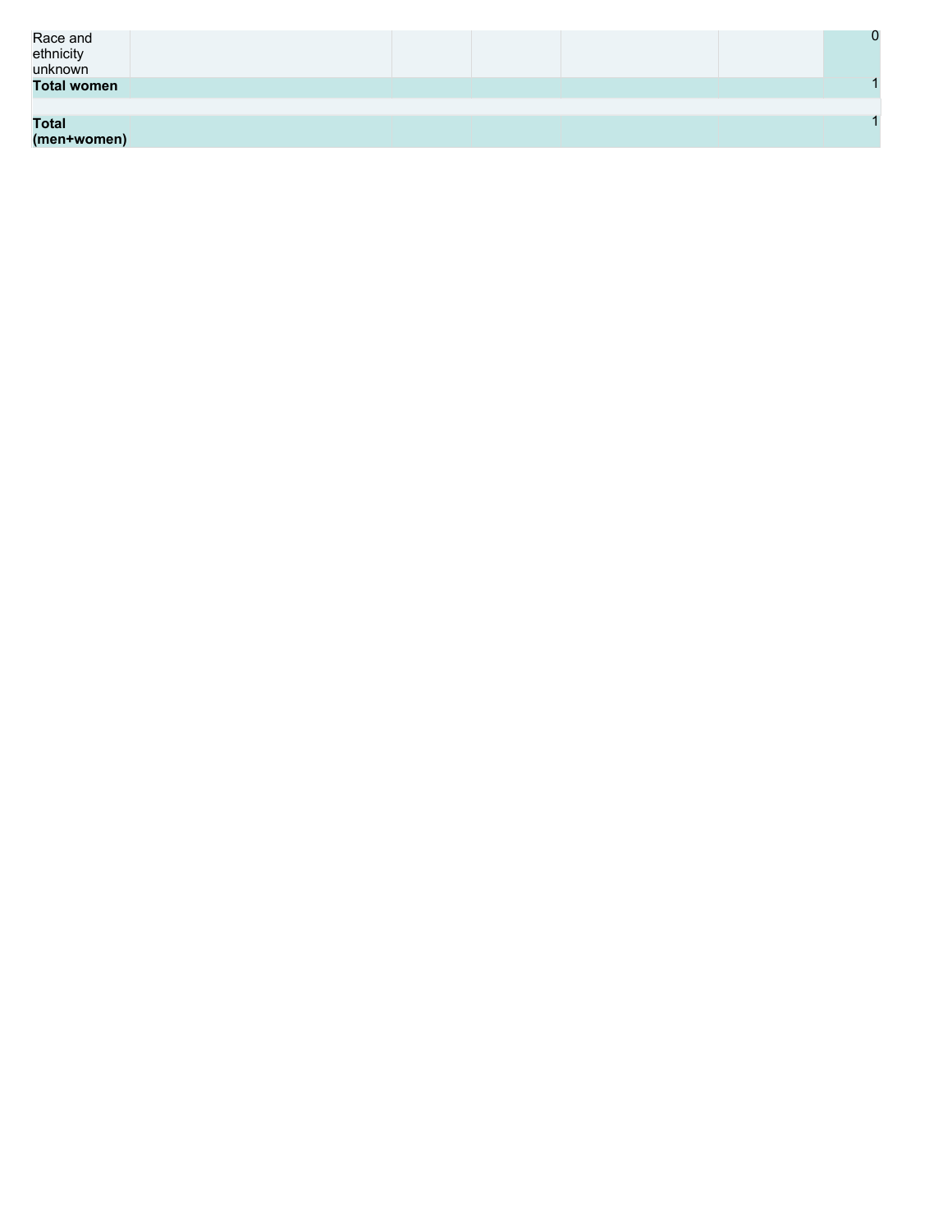| | | | | | | |
|---|---|---|---|---|---|---|
| Race and ethnicity unknown | | | | | | 0 |
| **Total women** | | | | | | 1 |
| | | | | | | |
| **Total (men+women)** | | | | | | 1 |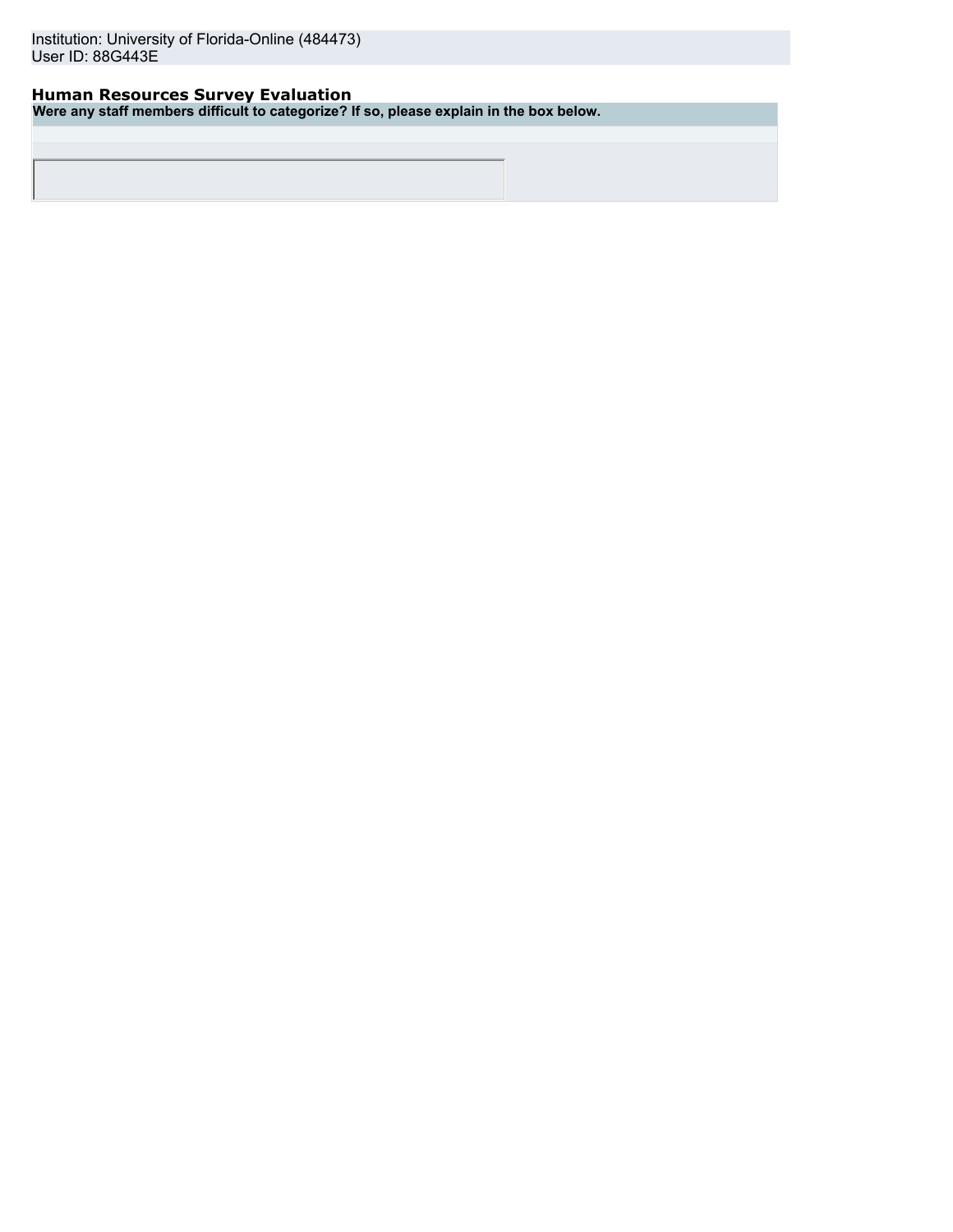Institution: University of Florida-Online (484473)
User ID: 88G443E

## Human Resources Survey Evaluation

| Were any staff members difficult to categorize? If so, please explain in the box below. |
| --- |
| |
| |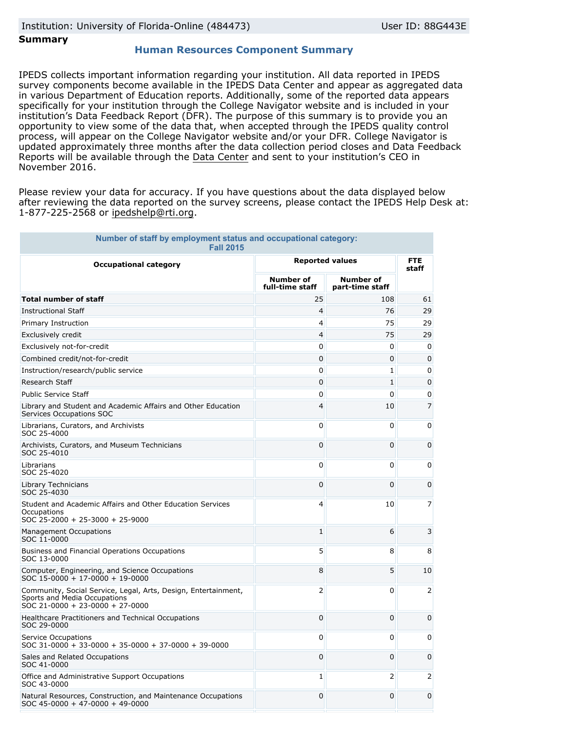Institution: University of Florida-Online (484473) User ID: 88G443E

**Summary**

## Human Resources Component Summary

IPEDS collects important information regarding your institution. All data reported in IPEDS survey components become available in the IPEDS Data Center and appear as aggregated data in various Department of Education reports. Additionally, some of the reported data appears specifically for your institution through the College Navigator website and is included in your institution's Data Feedback Report (DFR). The purpose of this summary is to provide you an opportunity to view some of the data that, when accepted through the IPEDS quality control process, will appear on the College Navigator website and/or your DFR. College Navigator is updated approximately three months after the data collection period closes and Data Feedback Reports will be available through the Data Center and sent to your institution's CEO in November 2016.

Please review your data for accuracy. If you have questions about the data displayed below after reviewing the data reported on the survey screens, please contact the IPEDS Help Desk at: 1-877-225-2568 or ipedshelp@rti.org.

**Number of staff by employment status and occupational category: Fall 2015**

| Occupational category | Reported values | | FTE staff |
|---|---|---|---|
| | Number of full-time staff | Number of part-time staff | |
| **Total number of staff** | 25 | 108 | 61 |
| Instructional Staff | 4 | 76 | 29 |
| Primary Instruction | 4 | 75 | 29 |
| Exclusively credit | 4 | 75 | 29 |
| Exclusively not-for-credit | 0 | 0 | 0 |
| Combined credit/not-for-credit | 0 | 0 | 0 |
| Instruction/research/public service | 0 | 1 | 0 |
| Research Staff | 0 | 1 | 0 |
| Public Service Staff | 0 | 0 | 0 |
| Library and Student and Academic Affairs and Other Education Services Occupations SOC | 4 | 10 | 7 |
| Librarians, Curators, and Archivists SOC 25-4000 | 0 | 0 | 0 |
| Archivists, Curators, and Museum Technicians SOC 25-4010 | 0 | 0 | 0 |
| Librarians SOC 25-4020 | 0 | 0 | 0 |
| Library Technicians SOC 25-4030 | 0 | 0 | 0 |
| Student and Academic Affairs and Other Education Services Occupations SOC 25-2000 + 25-3000 + 25-9000 | 4 | 10 | 7 |
| Management Occupations SOC 11-0000 | 1 | 6 | 3 |
| Business and Financial Operations Occupations SOC 13-0000 | 5 | 8 | 8 |
| Computer, Engineering, and Science Occupations SOC 15-0000 + 17-0000 + 19-0000 | 8 | 5 | 10 |
| Community, Social Service, Legal, Arts, Design, Entertainment, Sports and Media Occupations SOC 21-0000 + 23-0000 + 27-0000 | 2 | 0 | 2 |
| Healthcare Practitioners and Technical Occupations SOC 29-0000 | 0 | 0 | 0 |
| Service Occupations SOC 31-0000 + 33-0000 + 35-0000 + 37-0000 + 39-0000 | 0 | 0 | 0 |
| Sales and Related Occupations SOC 41-0000 | 0 | 0 | 0 |
| Office and Administrative Support Occupations SOC 43-0000 | 1 | 2 | 2 |
| Natural Resources, Construction, and Maintenance Occupations SOC 45-0000 + 47-0000 + 49-0000 | 0 | 0 | 0 |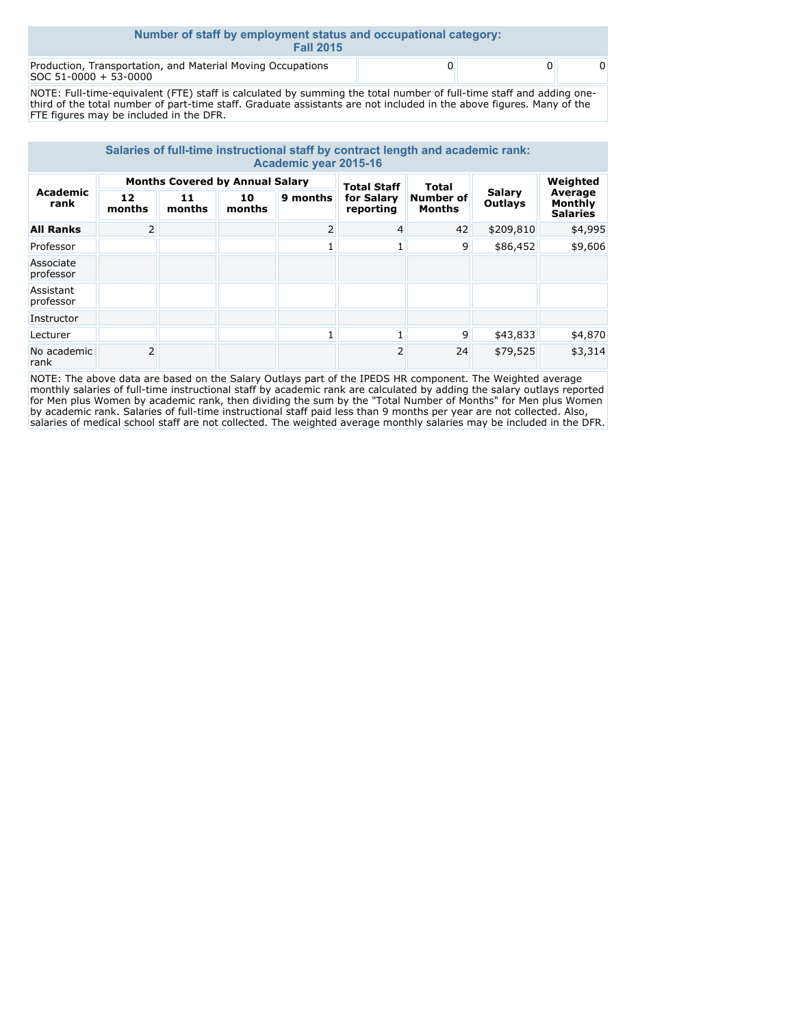## Number of staff by employment status and occupational category: Fall 2015

| | | | |
|---|---|---|---|
| Production, Transportation, and Material Moving Occupations SOC 51-0000 + 53-0000 | 0 | 0 | 0 |

NOTE: Full-time-equivalent (FTE) staff is calculated by summing the total number of full-time staff and adding one-third of the total number of part-time staff. Graduate assistants are not included in the above figures. Many of the FTE figures may be included in the DFR.

## Salaries of full-time instructional staff by contract length and academic rank: Academic year 2015-16

| Academic rank | Months Covered by Annual Salary | | | | Total Staff for Salary reporting | Total Number of Months | Salary Outlays | Weighted Average Monthly Salaries |
|---|---|---|---|---|---|---|---|---|
| | 12 months | 11 months | 10 months | 9 months | | | | |
| **All Ranks** | 2 | | | 2 | 4 | 42 | $209,810 | $4,995 |
| Professor | | | | 1 | 1 | 9 | $86,452 | $9,606 |
| Associate professor | | | | | | | | |
| Assistant professor | | | | | | | | |
| Instructor | | | | | | | | |
| Lecturer | | | | 1 | 1 | 9 | $43,833 | $4,870 |
| No academic rank | 2 | | | | 2 | 24 | $79,525 | $3,314 |

NOTE: The above data are based on the Salary Outlays part of the IPEDS HR component. The Weighted average monthly salaries of full-time instructional staff by academic rank are calculated by adding the salary outlays reported for Men plus Women by academic rank, then dividing the sum by the "Total Number of Months" for Men plus Women by academic rank. Salaries of full-time instructional staff paid less than 9 months per year are not collected. Also, salaries of medical school staff are not collected. The weighted average monthly salaries may be included in the DFR.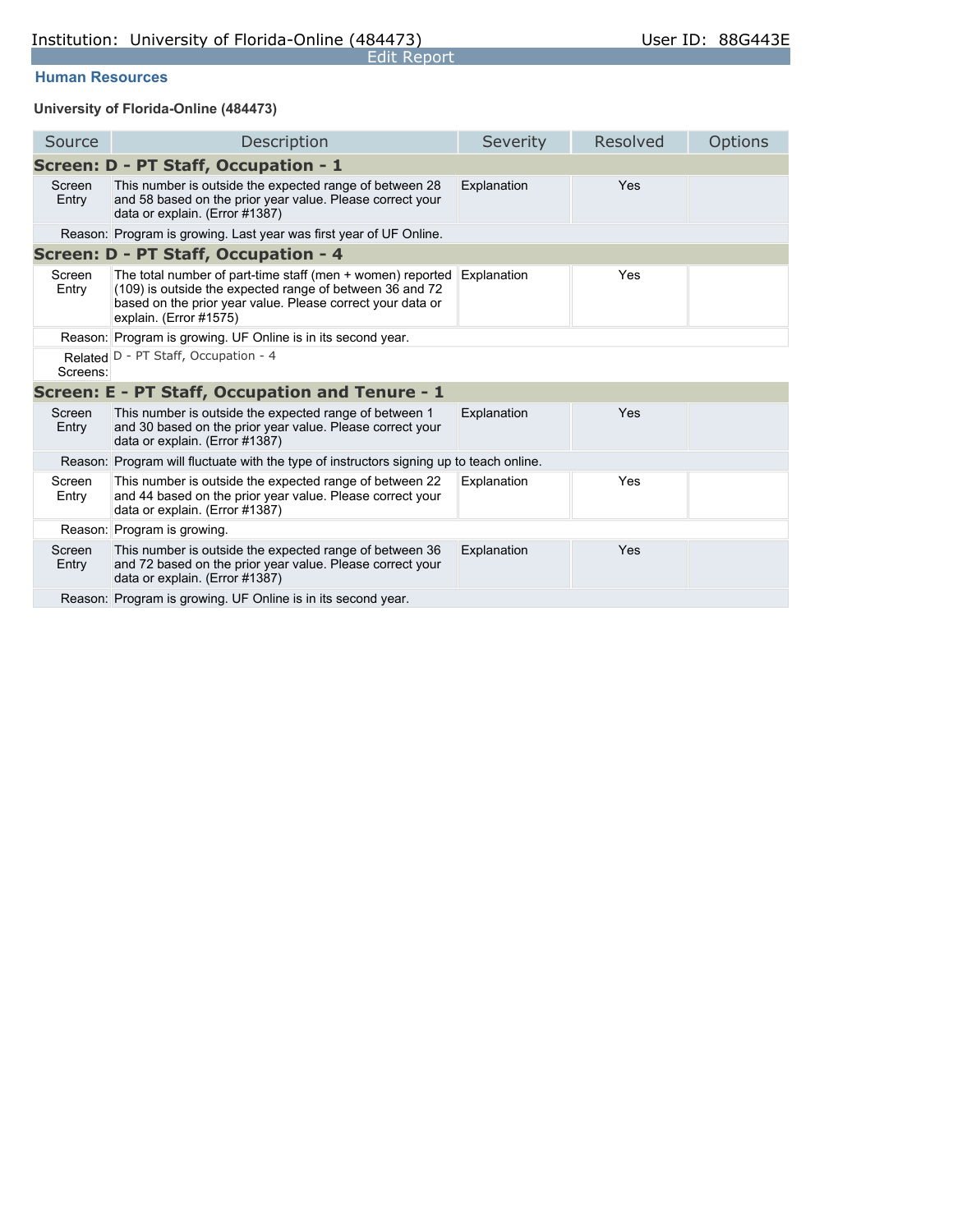Institution: University of Florida-Online (484473) User ID: 88G443E

Edit Report

## Human Resources

**University of Florida-Online (484473)**

| Source | Description | Severity | Resolved | Options |
|---|---|---|---|---|
| **Screen: D - PT Staff, Occupation - 1** | | | | |
| Screen Entry | This number is outside the expected range of between 28 and 58 based on the prior year value. Please correct your data or explain. (Error #1387) | Explanation | Yes | |
| Reason: | Program is growing. Last year was first year of UF Online. | | | |
| **Screen: D - PT Staff, Occupation - 4** | | | | |
| Screen Entry | The total number of part-time staff (men + women) reported (109) is outside the expected range of between 36 and 72 based on the prior year value. Please correct your data or explain. (Error #1575) | Explanation | Yes | |
| Reason: | Program is growing. UF Online is in its second year. | | | |
| Related Screens: | D - PT Staff, Occupation - 4 | | | |
| **Screen: E - PT Staff, Occupation and Tenure - 1** | | | | |
| Screen Entry | This number is outside the expected range of between 1 and 30 based on the prior year value. Please correct your data or explain. (Error #1387) | Explanation | Yes | |
| Reason: | Program will fluctuate with the type of instructors signing up to teach online. | | | |
| Screen Entry | This number is outside the expected range of between 22 and 44 based on the prior year value. Please correct your data or explain. (Error #1387) | Explanation | Yes | |
| Reason: | Program is growing. | | | |
| Screen Entry | This number is outside the expected range of between 36 and 72 based on the prior year value. Please correct your data or explain. (Error #1387) | Explanation | Yes | |
| Reason: | Program is growing. UF Online is in its second year. | | | |